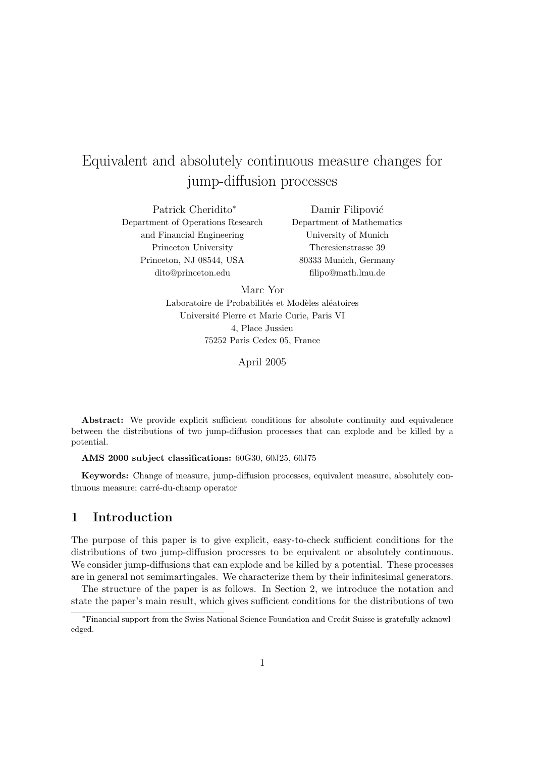# Equivalent and absolutely continuous measure changes for jump-diffusion processes

Patrick Cheridito[*]
Department of Operations Research and Financial Engineering
Princeton University
Princeton, NJ 08544, USA
dito@princeton.edu

Damir Filipović
Department of Mathematics
University of Munich
Theresienstrasse 39
80333 Munich, Germany
filipo@math.lmu.de

Marc Yor
Laboratoire de Probabilités et Modèles aléatoires
Université Pierre et Marie Curie, Paris VI
4, Place Jussieu
75252 Paris Cedex 05, France

April 2005

**Abstract:** We provide explicit sufficient conditions for absolute continuity and equivalence between the distributions of two jump-diffusion processes that can explode and be killed by a potential.

**AMS 2000 subject classifications:** 60G30, 60J25, 60J75

**Keywords:** Change of measure, jump-diffusion processes, equivalent measure, absolutely continuous measure; carré-du-champ operator

## 1 Introduction

The purpose of this paper is to give explicit, easy-to-check sufficient conditions for the distributions of two jump-diffusion processes to be equivalent or absolutely continuous. We consider jump-diffusions that can explode and be killed by a potential. These processes are in general not semimartingales. We characterize them by their infinitesimal generators.

The structure of the paper is as follows. In Section 2, we introduce the notation and state the paper's main result, which gives sufficient conditions for the distributions of two

[*]Financial support from the Swiss National Science Foundation and Credit Suisse is gratefully acknowledged.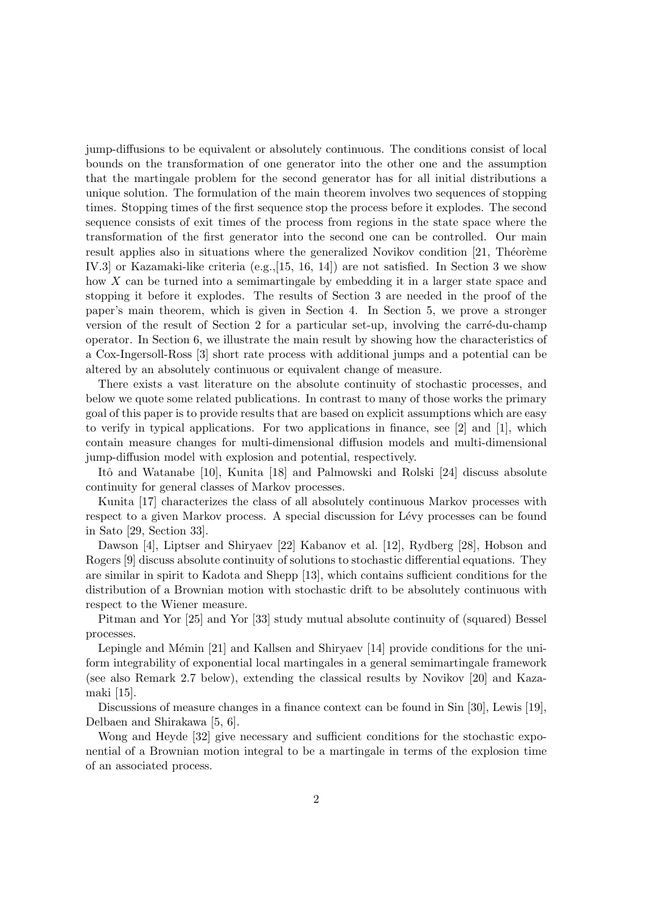jump-diffusions to be equivalent or absolutely continuous. The conditions consist of local bounds on the transformation of one generator into the other one and the assumption that the martingale problem for the second generator has for all initial distributions a unique solution. The formulation of the main theorem involves two sequences of stopping times. Stopping times of the first sequence stop the process before it explodes. The second sequence consists of exit times of the process from regions in the state space where the transformation of the first generator into the second one can be controlled. Our main result applies also in situations where the generalized Novikov condition [21, Théorème IV.3] or Kazamaki-like criteria (e.g.,[15, 16, 14]) are not satisfied. In Section 3 we show how $X$ can be turned into a semimartingale by embedding it in a larger state space and stopping it before it explodes. The results of Section 3 are needed in the proof of the paper's main theorem, which is given in Section 4. In Section 5, we prove a stronger version of the result of Section 2 for a particular set-up, involving the carré-du-champ operator. In Section 6, we illustrate the main result by showing how the characteristics of a Cox-Ingersoll-Ross [3] short rate process with additional jumps and a potential can be altered by an absolutely continuous or equivalent change of measure.

There exists a vast literature on the absolute continuity of stochastic processes, and below we quote some related publications. In contrast to many of those works the primary goal of this paper is to provide results that are based on explicit assumptions which are easy to verify in typical applications. For two applications in finance, see [2] and [1], which contain measure changes for multi-dimensional diffusion models and multi-dimensional jump-diffusion model with explosion and potential, respectively.

Itô and Watanabe [10], Kunita [18] and Palmowski and Rolski [24] discuss absolute continuity for general classes of Markov processes.

Kunita [17] characterizes the class of all absolutely continuous Markov processes with respect to a given Markov process. A special discussion for Lévy processes can be found in Sato [29, Section 33].

Dawson [4], Liptser and Shiryaev [22] Kabanov et al. [12], Rydberg [28], Hobson and Rogers [9] discuss absolute continuity of solutions to stochastic differential equations. They are similar in spirit to Kadota and Shepp [13], which contains sufficient conditions for the distribution of a Brownian motion with stochastic drift to be absolutely continuous with respect to the Wiener measure.

Pitman and Yor [25] and Yor [33] study mutual absolute continuity of (squared) Bessel processes.

Lepingle and Mémin [21] and Kallsen and Shiryaev [14] provide conditions for the uniform integrability of exponential local martingales in a general semimartingale framework (see also Remark 2.7 below), extending the classical results by Novikov [20] and Kazamaki [15].

Discussions of measure changes in a finance context can be found in Sin [30], Lewis [19], Delbaen and Shirakawa [5, 6].

Wong and Heyde [32] give necessary and sufficient conditions for the stochastic exponential of a Brownian motion integral to be a martingale in terms of the explosion time of an associated process.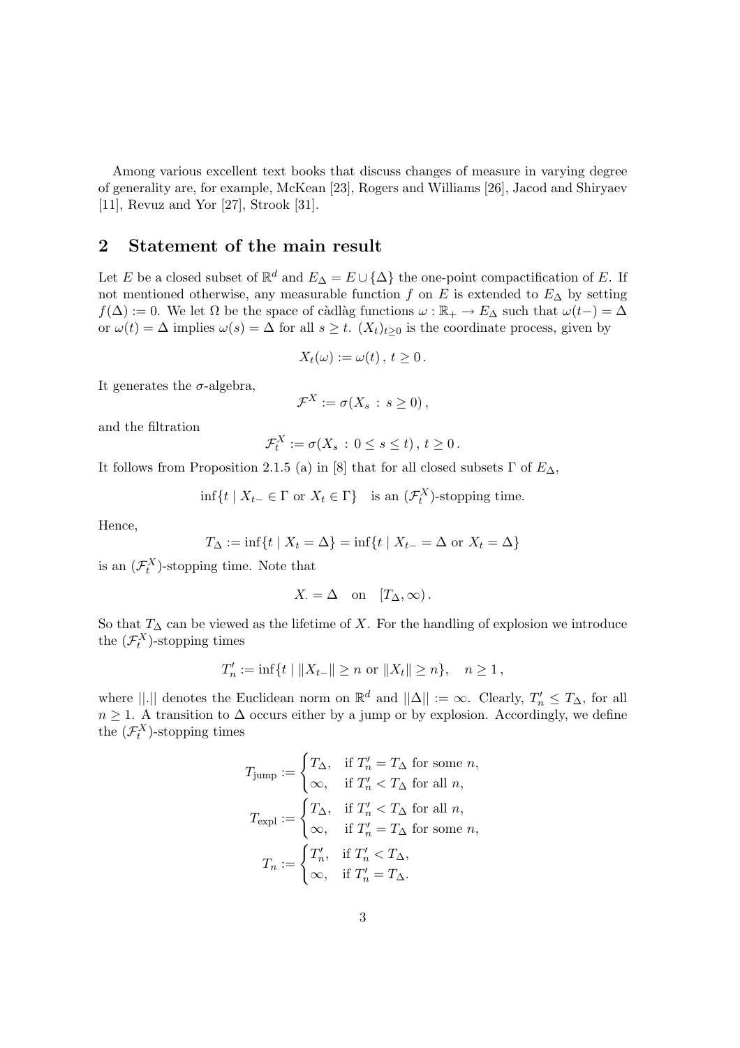Among various excellent text books that discuss changes of measure in varying degree of generality are, for example, McKean [23], Rogers and Williams [26], Jacod and Shiryaev [11], Revuz and Yor [27], Strook [31].

## 2 Statement of the main result

Let $E$ be a closed subset of $\mathbb{R}^d$ and $E_\Delta = E \cup \{\Delta\}$ the one-point compactification of $E$. If not mentioned otherwise, any measurable function $f$ on $E$ is extended to $E_\Delta$ by setting $f(\Delta) := 0$. We let $\Omega$ be the space of càdlàg functions $\omega : \mathbb{R}_+ \to E_\Delta$ such that $\omega(t-) = \Delta$ or $\omega(t) = \Delta$ implies $\omega(s) = \Delta$ for all $s \geq t$. $(X_t)_{t \geq 0}$ is the coordinate process, given by

$$X_t(\omega) := \omega(t)\,,\ t \geq 0\,.$$

It generates the $\sigma$-algebra,

$$\mathcal{F}^X := \sigma(X_s\,:\,s \geq 0)\,,$$

and the filtration

$$\mathcal{F}^X_t := \sigma(X_s\,:\,0 \leq s \leq t)\,,\ t \geq 0\,.$$

It follows from Proposition 2.1.5 (a) in [8] that for all closed subsets $\Gamma$ of $E_\Delta$,

$$\inf\{t \mid X_{t-} \in \Gamma \text{ or } X_t \in \Gamma\} \quad \text{is an } (\mathcal{F}^X_t)\text{-stopping time.}$$

Hence,

$$T_\Delta := \inf\{t \mid X_t = \Delta\} = \inf\{t \mid X_{t-} = \Delta \text{ or } X_t = \Delta\}$$

is an $(\mathcal{F}^X_t)$-stopping time. Note that

$$X_\cdot = \Delta \quad \text{on} \quad [T_\Delta, \infty)\,.$$

So that $T_\Delta$ can be viewed as the lifetime of $X$. For the handling of explosion we introduce the $(\mathcal{F}^X_t)$-stopping times

$$T'_n := \inf\{t \mid \|X_{t-}\| \geq n \text{ or } \|X_t\| \geq n\}, \quad n \geq 1\,,$$

where $||.||$ denotes the Euclidean norm on $\mathbb{R}^d$ and $||\Delta|| := \infty$. Clearly, $T'_n \leq T_\Delta$, for all $n \geq 1$. A transition to $\Delta$ occurs either by a jump or by explosion. Accordingly, we define the $(\mathcal{F}^X_t)$-stopping times

$$T_{\text{jump}} := \begin{cases} T_\Delta, & \text{if } T'_n = T_\Delta \text{ for some } n, \\ \infty, & \text{if } T'_n < T_\Delta \text{ for all } n, \end{cases}$$

$$T_{\text{expl}} := \begin{cases} T_\Delta, & \text{if } T'_n < T_\Delta \text{ for all } n, \\ \infty, & \text{if } T'_n = T_\Delta \text{ for some } n, \end{cases}$$

$$T_n := \begin{cases} T'_n, & \text{if } T'_n < T_\Delta, \\ \infty, & \text{if } T'_n = T_\Delta. \end{cases}$$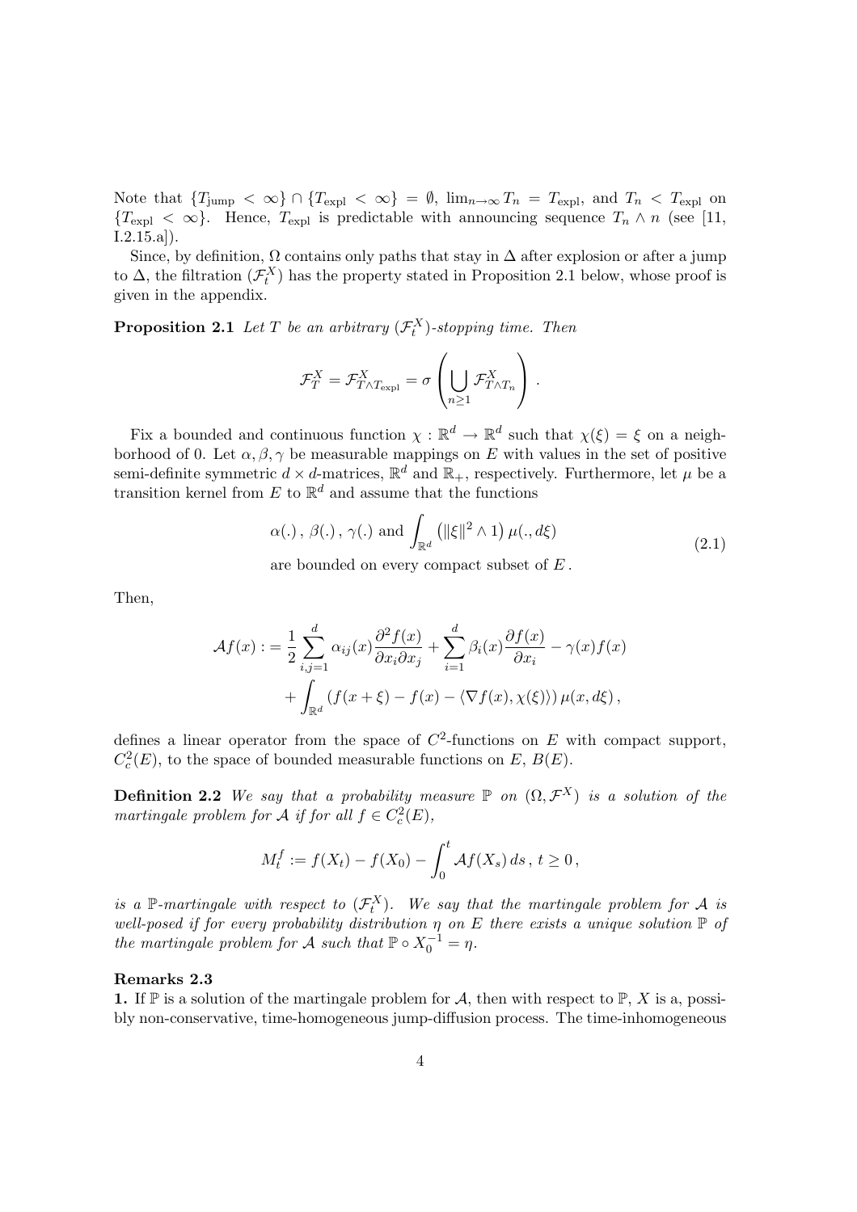Note that $\{T_{\text{jump}} < \infty\} \cap \{T_{\text{expl}} < \infty\} = \emptyset$, $\lim_{n\to\infty} T_n = T_{\text{expl}}$, and $T_n < T_{\text{expl}}$ on $\{T_{\text{expl}} < \infty\}$. Hence, $T_{\text{expl}}$ is predictable with announcing sequence $T_n \wedge n$ (see [11, I.2.15.a]).

Since, by definition, $\Omega$ contains only paths that stay in $\Delta$ after explosion or after a jump to $\Delta$, the filtration $(\mathcal{F}_t^X)$ has the property stated in Proposition 2.1 below, whose proof is given in the appendix.

**Proposition 2.1** *Let $T$ be an arbitrary $(\mathcal{F}_t^X)$-stopping time. Then*

$$\mathcal{F}_T^X = \mathcal{F}_{T\wedge T_{\text{expl}}}^X = \sigma\left(\bigcup_{n\geq 1} \mathcal{F}_{T\wedge T_n}^X\right).$$

Fix a bounded and continuous function $\chi : \mathbb{R}^d \to \mathbb{R}^d$ such that $\chi(\xi) = \xi$ on a neighborhood of 0. Let $\alpha, \beta, \gamma$ be measurable mappings on $E$ with values in the set of positive semi-definite symmetric $d \times d$-matrices, $\mathbb{R}^d$ and $\mathbb{R}_+$, respectively. Furthermore, let $\mu$ be a transition kernel from $E$ to $\mathbb{R}^d$ and assume that the functions

$$\begin{gathered} \alpha(.)\,,\ \beta(.)\,,\ \gamma(.) \text{ and } \int_{\mathbb{R}^d} \left(\|\xi\|^2 \wedge 1\right) \mu(.,d\xi) \\ \text{are bounded on every compact subset of } E\,. \end{gathered} \tag{2.1}$$

Then,

$$\begin{aligned} \mathcal{A}f(x) := &\ \frac{1}{2}\sum_{i,j=1}^d \alpha_{ij}(x)\frac{\partial^2 f(x)}{\partial x_i \partial x_j} + \sum_{i=1}^d \beta_i(x)\frac{\partial f(x)}{\partial x_i} - \gamma(x) f(x) \\ &+ \int_{\mathbb{R}^d} \left(f(x+\xi) - f(x) - \langle \nabla f(x), \chi(\xi)\rangle\right) \mu(x,d\xi)\,, \end{aligned}$$

defines a linear operator from the space of $C^2$-functions on $E$ with compact support, $C_c^2(E)$, to the space of bounded measurable functions on $E$, $B(E)$.

**Definition 2.2** *We say that a probability measure $\mathbb{P}$ on $(\Omega, \mathcal{F}^X)$ is a solution of the martingale problem for $\mathcal{A}$ if for all $f \in C_c^2(E)$,*

$$M_t^f := f(X_t) - f(X_0) - \int_0^t \mathcal{A}f(X_s)\,ds\,,\ t \geq 0\,,$$

*is a $\mathbb{P}$-martingale with respect to $(\mathcal{F}_t^X)$. We say that the martingale problem for $\mathcal{A}$ is well-posed if for every probability distribution $\eta$ on $E$ there exists a unique solution $\mathbb{P}$ of the martingale problem for $\mathcal{A}$ such that $\mathbb{P} \circ X_0^{-1} = \eta$.*

**Remarks 2.3**

**1.** If $\mathbb{P}$ is a solution of the martingale problem for $\mathcal{A}$, then with respect to $\mathbb{P}$, $X$ is a, possibly non-conservative, time-homogeneous jump-diffusion process. The time-inhomogeneous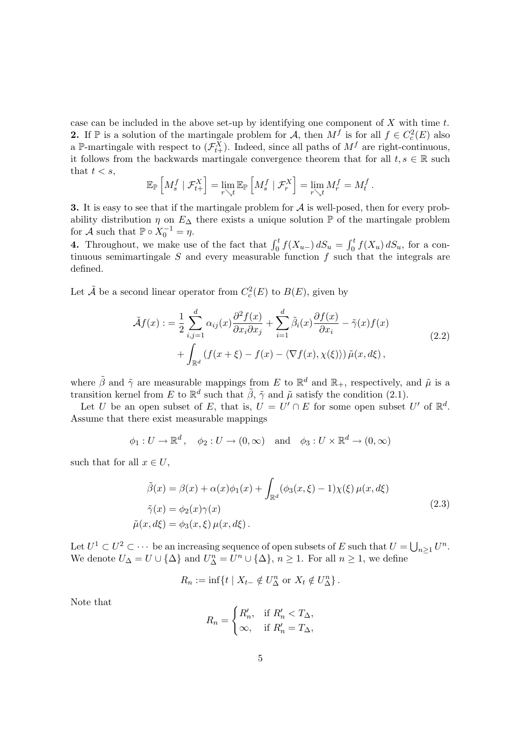case can be included in the above set-up by identifying one component of $X$ with time $t$.
**2.** If $\mathbb{P}$ is a solution of the martingale problem for $\mathcal{A}$, then $M^f$ is for all $f \in C_c^2(E)$ also a $\mathbb{P}$-martingale with respect to $(\mathcal{F}_{t+}^X)$. Indeed, since all paths of $M^f$ are right-continuous, it follows from the backwards martingale convergence theorem that for all $t, s \in \mathbb{R}$ such that $t < s$,

$$\mathbb{E}_{\mathbb{P}}\left[M_s^f \mid \mathcal{F}_{t+}^X\right] = \lim_{r \searrow t} \mathbb{E}_{\mathbb{P}}\left[M_s^f \mid \mathcal{F}_r^X\right] = \lim_{r \searrow t} M_r^f = M_t^f .$$

**3.** It is easy to see that if the martingale problem for $\mathcal{A}$ is well-posed, then for every probability distribution $\eta$ on $E_\Delta$ there exists a unique solution $\mathbb{P}$ of the martingale problem for $\mathcal{A}$ such that $\mathbb{P} \circ X_0^{-1} = \eta$.
**4.** Throughout, we make use of the fact that $\int_0^t f(X_{u-})\, dS_u = \int_0^t f(X_u)\, dS_u$, for a continuous semimartingale $S$ and every measurable function $f$ such that the integrals are defined.

Let $\tilde{\mathcal{A}}$ be a second linear operator from $C_c^2(E)$ to $B(E)$, given by

$$\begin{aligned}
\tilde{\mathcal{A}} f(x) := &\frac{1}{2} \sum_{i,j=1}^d \alpha_{ij}(x) \frac{\partial^2 f(x)}{\partial x_i \partial x_j} + \sum_{i=1}^d \tilde{\beta}_i(x) \frac{\partial f(x)}{\partial x_i} - \tilde{\gamma}(x) f(x) \\
&+ \int_{\mathbb{R}^d} \left(f(x+\xi) - f(x) - \langle \nabla f(x), \chi(\xi) \rangle\right) \tilde{\mu}(x, d\xi) ,
\end{aligned} \tag{2.2}$$

where $\tilde{\beta}$ and $\tilde{\gamma}$ are measurable mappings from $E$ to $\mathbb{R}^d$ and $\mathbb{R}_+$, respectively, and $\tilde{\mu}$ is a transition kernel from $E$ to $\mathbb{R}^d$ such that $\tilde{\beta}$, $\tilde{\gamma}$ and $\tilde{\mu}$ satisfy the condition (2.1).

Let $U$ be an open subset of $E$, that is, $U = U' \cap E$ for some open subset $U'$ of $\mathbb{R}^d$. Assume that there exist measurable mappings

$$\phi_1 : U \to \mathbb{R}^d , \quad \phi_2 : U \to (0, \infty) \quad \text{and} \quad \phi_3 : U \times \mathbb{R}^d \to (0, \infty)$$

such that for all $x \in U$,

$$\begin{aligned}
\tilde{\beta}(x) &= \beta(x) + \alpha(x)\phi_1(x) + \int_{\mathbb{R}^d} (\phi_3(x, \xi) - 1)\chi(\xi)\, \mu(x, d\xi) \\
\tilde{\gamma}(x) &= \phi_2(x)\gamma(x) \\
\tilde{\mu}(x, d\xi) &= \phi_3(x, \xi)\, \mu(x, d\xi) .
\end{aligned} \tag{2.3}$$

Let $U^1 \subset U^2 \subset \cdots$ be an increasing sequence of open subsets of $E$ such that $U = \bigcup_{n \geq 1} U^n$. We denote $U_\Delta = U \cup \{\Delta\}$ and $U_\Delta^n = U^n \cup \{\Delta\}$, $n \geq 1$. For all $n \geq 1$, we define

$$R_n := \inf\{t \mid X_{t-} \notin U_\Delta^n \text{ or } X_t \notin U_\Delta^n\} .$$

Note that

$$R_n = \begin{cases} R'_n, & \text{if } R'_n < T_\Delta, \\ \infty, & \text{if } R'_n = T_\Delta, \end{cases}$$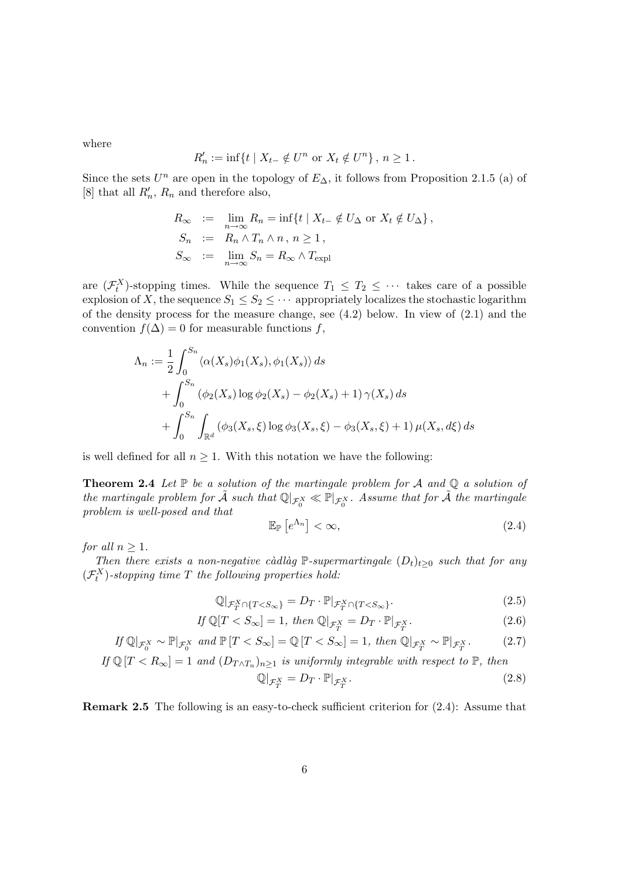where

$$R_n' := \inf\{t \mid X_{t-} \notin U^n \text{ or } X_t \notin U^n\}\,,\; n \geq 1\,.$$

Since the sets $U^n$ are open in the topology of $E_\Delta$, it follows from Proposition 2.1.5 (a) of [8] that all $R_n'$, $R_n$ and therefore also,

$$\begin{aligned}
R_\infty &:= \lim_{n\to\infty} R_n = \inf\{t \mid X_{t-} \notin U_\Delta \text{ or } X_t \notin U_\Delta\}\,,\\
S_n &:= R_n \wedge T_n \wedge n\,,\; n \geq 1\,,\\
S_\infty &:= \lim_{n\to\infty} S_n = R_\infty \wedge T_{\text{expl}}
\end{aligned}$$

are $(\mathcal{F}_t^X)$-stopping times. While the sequence $T_1 \leq T_2 \leq \cdots$ takes care of a possible explosion of $X$, the sequence $S_1 \leq S_2 \leq \cdots$ appropriately localizes the stochastic logarithm of the density process for the measure change, see (4.2) below. In view of (2.1) and the convention $f(\Delta) = 0$ for measurable functions $f$,

$$\begin{aligned}
\Lambda_n := {} & \frac{1}{2}\int_0^{S_n} \langle \alpha(X_s)\phi_1(X_s), \phi_1(X_s)\rangle \, ds \\
& + \int_0^{S_n} \left(\phi_2(X_s)\log\phi_2(X_s) - \phi_2(X_s) + 1\right)\gamma(X_s)\, ds \\
& + \int_0^{S_n}\int_{\mathbb{R}^d} \left(\phi_3(X_s,\xi)\log\phi_3(X_s,\xi) - \phi_3(X_s,\xi) + 1\right)\mu(X_s, d\xi)\, ds
\end{aligned}$$

is well defined for all $n \geq 1$. With this notation we have the following:

**Theorem 2.4** *Let $\mathbb{P}$ be a solution of the martingale problem for $\mathcal{A}$ and $\mathbb{Q}$ a solution of the martingale problem for $\tilde{\mathcal{A}}$ such that $\mathbb{Q}|_{\mathcal{F}_0^X} \ll \mathbb{P}|_{\mathcal{F}_0^X}$. Assume that for $\tilde{\mathcal{A}}$ the martingale problem is well-posed and that*

$$\mathbb{E}_{\mathbb{P}}\left[e^{\Lambda_n}\right] < \infty, \tag{2.4}$$

*for all $n \geq 1$.*

*Then there exists a non-negative càdlàg $\mathbb{P}$-supermartingale $(D_t)_{t\geq 0}$ such that for any $(\mathcal{F}_t^X)$-stopping time $T$ the following properties hold:*

$$\mathbb{Q}|_{\mathcal{F}_T^X \cap \{T<S_\infty\}} = D_T \cdot \mathbb{P}|_{\mathcal{F}_T^X \cap \{T<S_\infty\}}. \tag{2.5}$$

$$\text{If } \mathbb{Q}[T < S_\infty] = 1, \text{ then } \mathbb{Q}|_{\mathcal{F}_T^X} = D_T \cdot \mathbb{P}|_{\mathcal{F}_T^X}. \tag{2.6}$$

$$\text{If } \mathbb{Q}|_{\mathcal{F}_0^X} \sim \mathbb{P}|_{\mathcal{F}_0^X} \text{ and } \mathbb{P}[T < S_\infty] = \mathbb{Q}[T < S_\infty] = 1, \text{ then } \mathbb{Q}|_{\mathcal{F}_T^X} \sim \mathbb{P}|_{\mathcal{F}_T^X}. \tag{2.7}$$

*If $\mathbb{Q}[T < R_\infty] = 1$ and $(D_{T\wedge T_n})_{n\geq 1}$ is uniformly integrable with respect to $\mathbb{P}$, then*

$$\mathbb{Q}|_{\mathcal{F}_T^X} = D_T \cdot \mathbb{P}|_{\mathcal{F}_T^X}. \tag{2.8}$$

**Remark 2.5** The following is an easy-to-check sufficient criterion for (2.4): Assume that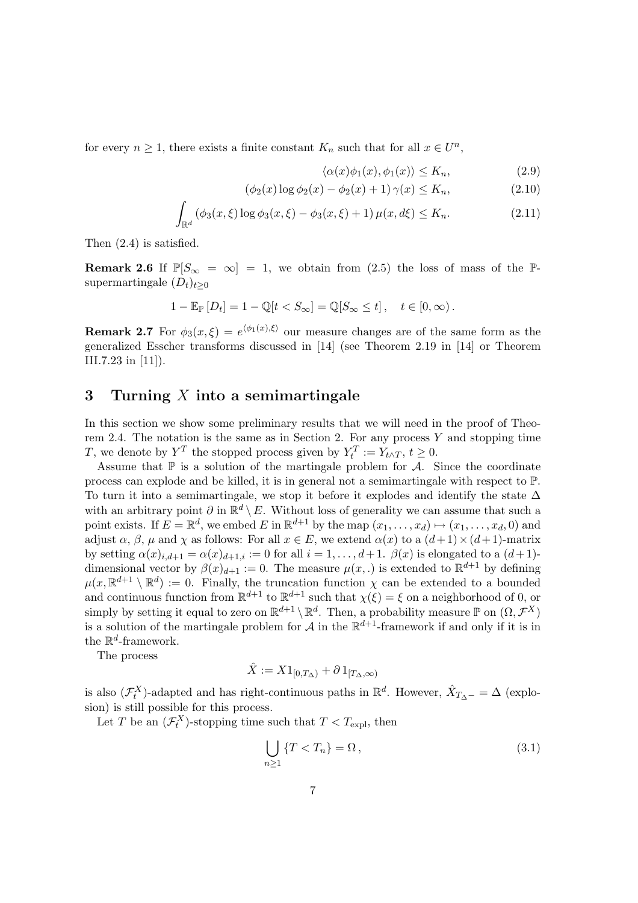for every $n \geq 1$, there exists a finite constant $K_n$ such that for all $x \in U^n$,

$$\langle \alpha(x)\phi_1(x), \phi_1(x)\rangle \leq K_n, \tag{2.9}$$

$$(\phi_2(x)\log\phi_2(x) - \phi_2(x) + 1)\,\gamma(x) \leq K_n, \tag{2.10}$$

$$\int_{\mathbb{R}^d} (\phi_3(x,\xi)\log\phi_3(x,\xi) - \phi_3(x,\xi) + 1)\,\mu(x,d\xi) \leq K_n. \tag{2.11}$$

Then (2.4) is satisfied.

**Remark 2.6** If $\mathbb{P}[S_\infty = \infty] = 1$, we obtain from (2.5) the loss of mass of the $\mathbb{P}$-supermartingale $(D_t)_{t\geq 0}$

$$1 - \mathbb{E}_{\mathbb{P}}[D_t] = 1 - \mathbb{Q}[t < S_\infty] = \mathbb{Q}[S_\infty \leq t], \quad t \in [0,\infty).$$

**Remark 2.7** For $\phi_3(x,\xi) = e^{\langle \phi_1(x),\xi\rangle}$ our measure changes are of the same form as the generalized Esscher transforms discussed in [14] (see Theorem 2.19 in [14] or Theorem III.7.23 in [11]).

## 3 Turning $X$ into a semimartingale

In this section we show some preliminary results that we will need in the proof of Theorem 2.4. The notation is the same as in Section 2. For any process $Y$ and stopping time $T$, we denote by $Y^T$ the stopped process given by $Y_t^T := Y_{t\wedge T}$, $t \geq 0$.

Assume that $\mathbb{P}$ is a solution of the martingale problem for $\mathcal{A}$. Since the coordinate process can explode and be killed, it is in general not a semimartingale with respect to $\mathbb{P}$. To turn it into a semimartingale, we stop it before it explodes and identify the state $\Delta$ with an arbitrary point $\partial$ in $\mathbb{R}^d \setminus E$. Without loss of generality we can assume that such a point exists. If $E = \mathbb{R}^d$, we embed $E$ in $\mathbb{R}^{d+1}$ by the map $(x_1,\ldots,x_d) \mapsto (x_1,\ldots,x_d,0)$ and adjust $\alpha$, $\beta$, $\mu$ and $\chi$ as follows: For all $x \in E$, we extend $\alpha(x)$ to a $(d+1)\times(d+1)$-matrix by setting $\alpha(x)_{i,d+1} = \alpha(x)_{d+1,i} := 0$ for all $i = 1,\ldots,d+1$. $\beta(x)$ is elongated to a $(d+1)$-dimensional vector by $\beta(x)_{d+1} := 0$. The measure $\mu(x,.)$ is extended to $\mathbb{R}^{d+1}$ by defining $\mu(x,\mathbb{R}^{d+1}\setminus\mathbb{R}^d) := 0$. Finally, the truncation function $\chi$ can be extended to a bounded and continuous function from $\mathbb{R}^{d+1}$ to $\mathbb{R}^{d+1}$ such that $\chi(\xi) = \xi$ on a neighborhood of 0, or simply by setting it equal to zero on $\mathbb{R}^{d+1}\setminus\mathbb{R}^d$. Then, a probability measure $\mathbb{P}$ on $(\Omega,\mathcal{F}^X)$ is a solution of the martingale problem for $\mathcal{A}$ in the $\mathbb{R}^{d+1}$-framework if and only if it is in the $\mathbb{R}^d$-framework.

The process

$$\hat{X} := X 1_{[0,T_\Delta)} + \partial\, 1_{[T_\Delta,\infty)}$$

is also $(\mathcal{F}_t^X)$-adapted and has right-continuous paths in $\mathbb{R}^d$. However, $\hat{X}_{T_\Delta-} = \Delta$ (explosion) is still possible for this process.

Let $T$ be an $(\mathcal{F}_t^X)$-stopping time such that $T < T_{\text{expl}}$, then

$$\bigcup_{n\geq 1}\{T < T_n\} = \Omega\,, \tag{3.1}$$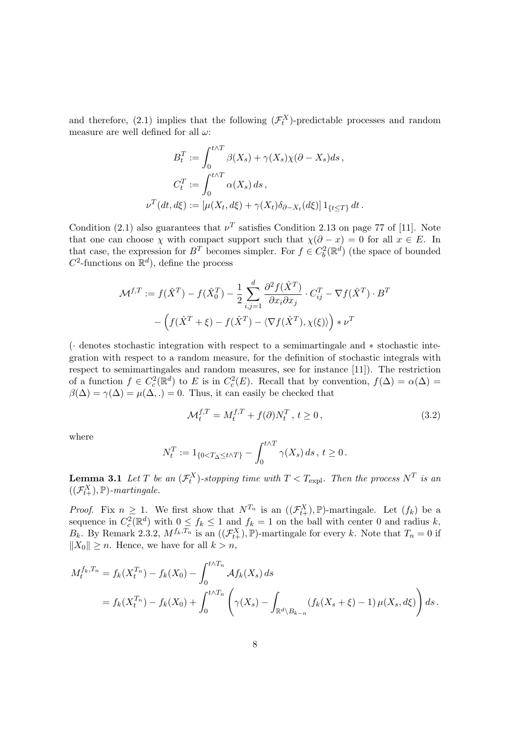and therefore, (2.1) implies that the following $(\mathcal{F}_t^X)$-predictable processes and random measure are well defined for all $\omega$:

$$
\begin{aligned}
B_t^T &:= \int_0^{t \wedge T} \beta(X_s) + \gamma(X_s)\chi(\partial - X_s) ds \,, \\
C_t^T &:= \int_0^{t \wedge T} \alpha(X_s)\, ds \,, \\
\nu^T(dt, d\xi) &:= [\mu(X_t, d\xi) + \gamma(X_t)\delta_{\partial - X_t}(d\xi)]\, 1_{\{t \le T\}}\, dt \,.
\end{aligned}
$$

Condition (2.1) also guarantees that $\nu^T$ satisfies Condition 2.13 on page 77 of [11]. Note that one can choose $\chi$ with compact support such that $\chi(\partial - x) = 0$ for all $x \in E$. In that case, the expression for $B^T$ becomes simpler. For $f \in C_b^2(\mathbb{R}^d)$ (the space of bounded $C^2$-functions on $\mathbb{R}^d$), define the process

$$
\begin{aligned}
\mathcal{M}^{f,T} := f(\hat{X}^T) - f(\hat{X}_0^T) - \frac{1}{2} \sum_{i,j=1}^{d} \frac{\partial^2 f(\hat{X}^T)}{\partial x_i \partial x_j} \cdot C_{ij}^T - \nabla f(\hat{X}^T) \cdot B^T \\
- \Big( f(\hat{X}^T + \xi) - f(\hat{X}^T) - \langle \nabla f(\hat{X}^T), \chi(\xi) \rangle \Big) * \nu^T
\end{aligned}
$$

($\cdot$ denotes stochastic integration with respect to a semimartingale and $*$ stochastic integration with respect to a random measure, for the definition of stochastic integrals with respect to semimartingales and random measures, see for instance [11]). The restriction of a function $f \in C_c^2(\mathbb{R}^d)$ to $E$ is in $C_c^2(E)$. Recall that by convention, $f(\Delta) = \alpha(\Delta) = \beta(\Delta) = \gamma(\Delta) = \mu(\Delta, .) = 0$. Thus, it can easily be checked that

$$
\mathcal{M}_t^{f,T} = M_t^{f,T} + f(\partial) N_t^T \,,\; t \ge 0 \,, \tag{3.2}
$$

where

$$
N_t^T := 1_{\{0 < T_\Delta \le t \wedge T\}} - \int_0^{t \wedge T} \gamma(X_s)\, ds \,,\; t \ge 0 \,.
$$

**Lemma 3.1** *Let $T$ be an $(\mathcal{F}_t^X)$-stopping time with $T < T_{\text{expl}}$. Then the process $N^T$ is an $((\mathcal{F}_{t+}^X), \mathbb{P})$-martingale.*

*Proof.* Fix $n \ge 1$. We first show that $N^{T_n}$ is an $((\mathcal{F}_{t+}^X), \mathbb{P})$-martingale. Let $(f_k)$ be a sequence in $C_c^2(\mathbb{R}^d)$ with $0 \le f_k \le 1$ and $f_k = 1$ on the ball with center 0 and radius $k$, $B_k$. By Remark 2.3.2, $M^{f_k, T_n}$ is an $((\mathcal{F}_{t+}^X), \mathbb{P})$-martingale for every $k$. Note that $T_n = 0$ if $\|X_0\| \ge n$. Hence, we have for all $k > n$,

$$
\begin{aligned}
M_t^{f_k, T_n} &= f_k(X_t^{T_n}) - f_k(X_0) - \int_0^{t \wedge T_n} \mathcal{A} f_k(X_s)\, ds \\
&= f_k(X_t^{T_n}) - f_k(X_0) + \int_0^{t \wedge T_n} \left( \gamma(X_s) - \int_{\mathbb{R}^d \setminus B_{k-n}} (f_k(X_s + \xi) - 1)\, \mu(X_s, d\xi) \right) ds \,.
\end{aligned}
$$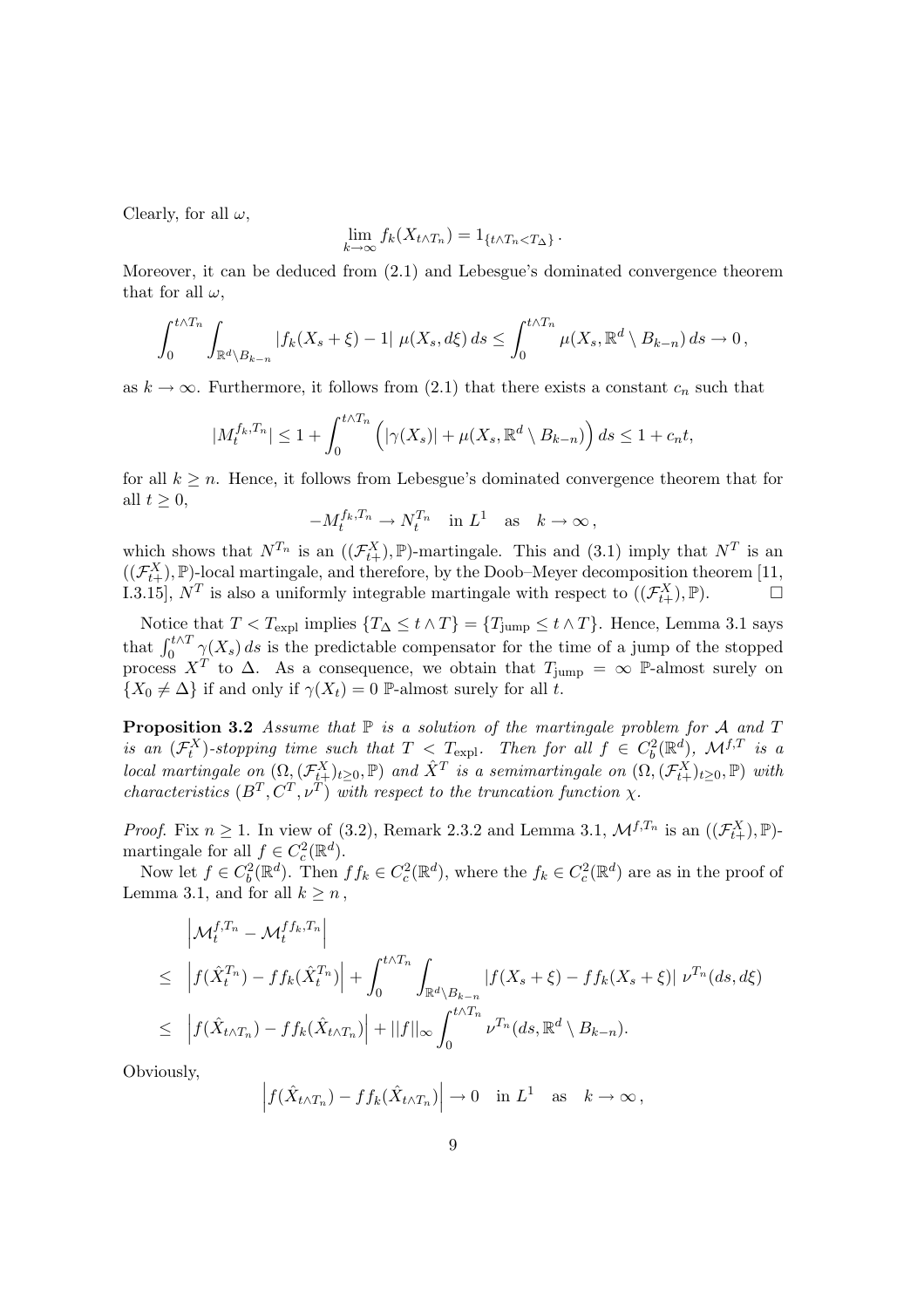Clearly, for all $\omega$,

$$\lim_{k\to\infty} f_k(X_{t\wedge T_n}) = 1_{\{t\wedge T_n < T_\Delta\}}\,.$$

Moreover, it can be deduced from (2.1) and Lebesgue's dominated convergence theorem that for all $\omega$,

$$\int_0^{t\wedge T_n}\int_{\mathbb{R}^d\setminus B_{k-n}} |f_k(X_s+\xi)-1|\;\mu(X_s,d\xi)\,ds \le \int_0^{t\wedge T_n}\mu(X_s,\mathbb{R}^d\setminus B_{k-n})\,ds \to 0\,,$$

as $k\to\infty$. Furthermore, it follows from (2.1) that there exists a constant $c_n$ such that

$$|M_t^{f_k,T_n}| \le 1+\int_0^{t\wedge T_n}\Big(|\gamma(X_s)|+\mu(X_s,\mathbb{R}^d\setminus B_{k-n})\Big)\,ds \le 1+c_n t,$$

for all $k\ge n$. Hence, it follows from Lebesgue's dominated convergence theorem that for all $t\ge 0$,

$$-M_t^{f_k,T_n}\to N_t^{T_n}\quad \text{in } L^1 \quad \text{as} \quad k\to\infty\,,$$

which shows that $N^{T_n}$ is an $((\mathcal{F}^X_{t+}),\mathbb{P})$-martingale. This and (3.1) imply that $N^T$ is an $((\mathcal{F}^X_{t+}),\mathbb{P})$-local martingale, and therefore, by the Doob–Meyer decomposition theorem [11, I.3.15], $N^T$ is also a uniformly integrable martingale with respect to $((\mathcal{F}^X_{t+}),\mathbb{P})$. $\square$

Notice that $T<T_{\text{expl}}$ implies $\{T_\Delta\le t\wedge T\}=\{T_{\text{jump}}\le t\wedge T\}$. Hence, Lemma 3.1 says that $\int_0^{t\wedge T}\gamma(X_s)\,ds$ is the predictable compensator for the time of a jump of the stopped process $X^T$ to $\Delta$. As a consequence, we obtain that $T_{\text{jump}}=\infty$ $\mathbb{P}$-almost surely on $\{X_0\neq\Delta\}$ if and only if $\gamma(X_t)=0$ $\mathbb{P}$-almost surely for all $t$.

**Proposition 3.2** *Assume that $\mathbb{P}$ is a solution of the martingale problem for $\mathcal{A}$ and $T$ is an $(\mathcal{F}^X_t)$-stopping time such that $T<T_{\text{expl}}$. Then for all $f\in C_b^2(\mathbb{R}^d)$, $\mathcal{M}^{f,T}$ is a local martingale on $(\Omega,(\mathcal{F}^X_{t+})_{t\ge0},\mathbb{P})$ and $\hat{X}^T$ is a semimartingale on $(\Omega,(\mathcal{F}^X_{t+})_{t\ge0},\mathbb{P})$ with characteristics $(B^T,C^T,\nu^T)$ with respect to the truncation function $\chi$.*

*Proof.* Fix $n\ge1$. In view of (3.2), Remark 2.3.2 and Lemma 3.1, $\mathcal{M}^{f,T_n}$ is an $((\mathcal{F}^X_{t+}),\mathbb{P})$-martingale for all $f\in C_c^2(\mathbb{R}^d)$.

Now let $f\in C_b^2(\mathbb{R}^d)$. Then $ff_k\in C_c^2(\mathbb{R}^d)$, where the $f_k\in C_c^2(\mathbb{R}^d)$ are as in the proof of Lemma 3.1, and for all $k\ge n$,

$$\begin{aligned}
&\Big|\mathcal{M}_t^{f,T_n}-\mathcal{M}_t^{ff_k,T_n}\Big|\\
\le\;& \Big|f(\hat{X}_t^{T_n})-ff_k(\hat{X}_t^{T_n})\Big| + \int_0^{t\wedge T_n}\int_{\mathbb{R}^d\setminus B_{k-n}}|f(X_s+\xi)-ff_k(X_s+\xi)|\;\nu^{T_n}(ds,d\xi)\\
\le\;& \Big|f(\hat{X}_{t\wedge T_n})-ff_k(\hat{X}_{t\wedge T_n})\Big| + ||f||_\infty\int_0^{t\wedge T_n}\nu^{T_n}(ds,\mathbb{R}^d\setminus B_{k-n}).
\end{aligned}$$

Obviously,

$$\Big|f(\hat{X}_{t\wedge T_n})-ff_k(\hat{X}_{t\wedge T_n})\Big|\to 0 \quad \text{in } L^1 \quad \text{as} \quad k\to\infty\,,$$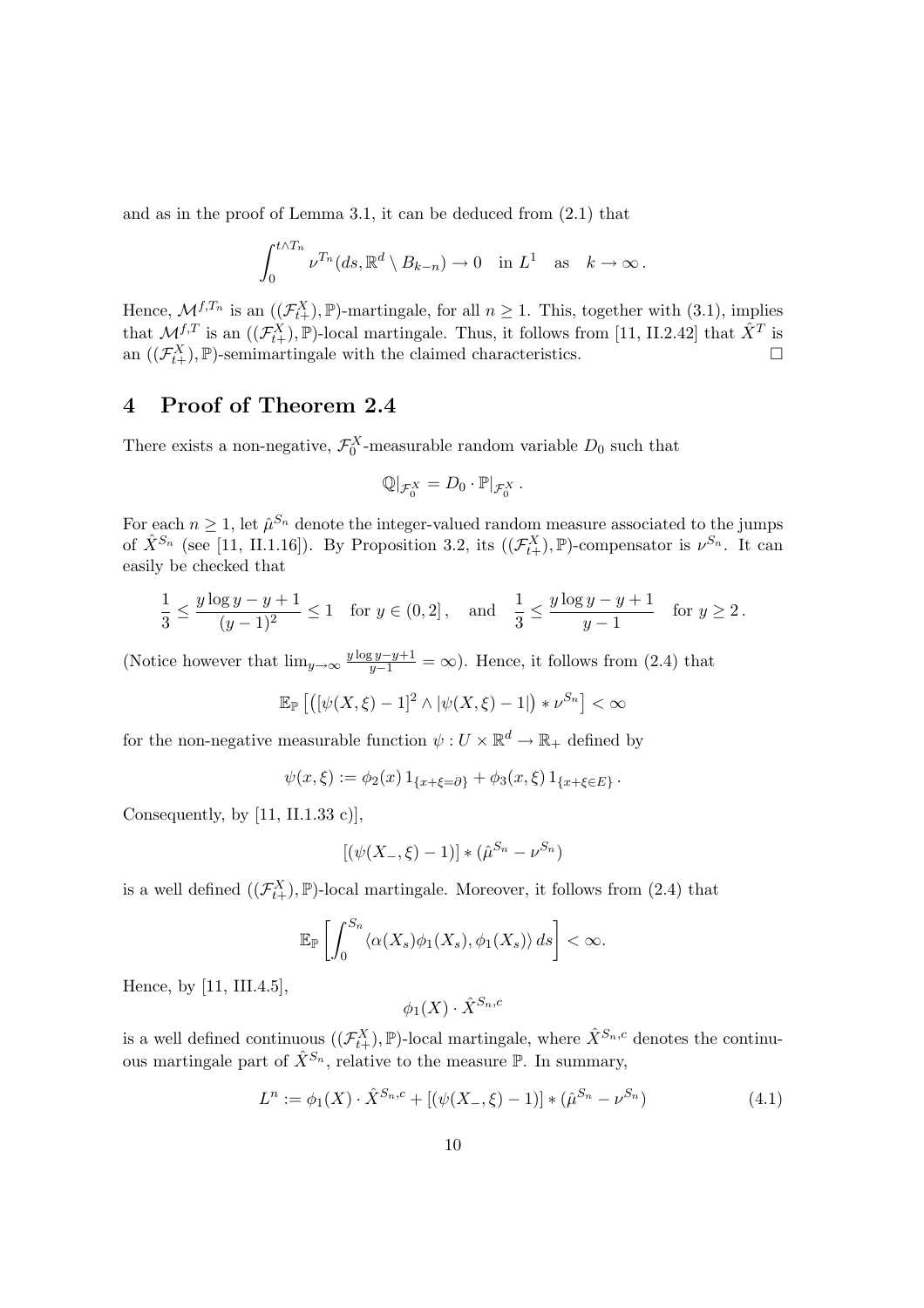and as in the proof of Lemma 3.1, it can be deduced from (2.1) that

$$\int_0^{t\wedge T_n} \nu^{T_n}(ds, \mathbb{R}^d \setminus B_{k-n}) \to 0 \quad \text{in } L^1 \quad \text{as} \quad k \to \infty\,.$$

Hence, $\mathcal{M}^{f,T_n}$ is an $((\mathcal{F}^X_{t+}), \mathbb{P})$-martingale, for all $n \geq 1$. This, together with (3.1), implies that $\mathcal{M}^{f,T}$ is an $((\mathcal{F}^X_{t+}), \mathbb{P})$-local martingale. Thus, it follows from [11, II.2.42] that $\hat{X}^T$ is an $((\mathcal{F}^X_{t+}), \mathbb{P})$-semimartingale with the claimed characteristics. $\square$

# 4 Proof of Theorem 2.4

There exists a non-negative, $\mathcal{F}^X_0$-measurable random variable $D_0$ such that

$$\mathbb{Q}|_{\mathcal{F}^X_0} = D_0 \cdot \mathbb{P}|_{\mathcal{F}^X_0}\,.$$

For each $n \geq 1$, let $\hat{\mu}^{S_n}$ denote the integer-valued random measure associated to the jumps of $\hat{X}^{S_n}$ (see [11, II.1.16]). By Proposition 3.2, its $((\mathcal{F}^X_{t+}), \mathbb{P})$-compensator is $\nu^{S_n}$. It can easily be checked that

$$\frac{1}{3} \leq \frac{y \log y - y + 1}{(y-1)^2} \leq 1 \quad \text{for } y \in (0,2]\,, \quad \text{and} \quad \frac{1}{3} \leq \frac{y \log y - y + 1}{y-1} \quad \text{for } y \geq 2\,.$$

(Notice however that $\lim_{y\to\infty} \frac{y \log y - y + 1}{y-1} = \infty$). Hence, it follows from (2.4) that

$$\mathbb{E}_{\mathbb{P}}\left[\left([\psi(X,\xi) - 1]^2 \wedge |\psi(X,\xi) - 1|\right) * \nu^{S_n}\right] < \infty$$

for the non-negative measurable function $\psi : U \times \mathbb{R}^d \to \mathbb{R}_+$ defined by

$$\psi(x,\xi) := \phi_2(x)\, 1_{\{x+\xi=\partial\}} + \phi_3(x,\xi)\, 1_{\{x+\xi\in E\}}\,.$$

Consequently, by [11, II.1.33 c)],

$$[(\psi(X_-,\xi) - 1)] * (\hat{\mu}^{S_n} - \nu^{S_n})$$

is a well defined $((\mathcal{F}^X_{t+}), \mathbb{P})$-local martingale. Moreover, it follows from (2.4) that

$$\mathbb{E}_{\mathbb{P}}\left[\int_0^{S_n} \langle \alpha(X_s)\phi_1(X_s), \phi_1(X_s)\rangle\, ds\right] < \infty.$$

Hence, by [11, III.4.5],

$$\phi_1(X) \cdot \hat{X}^{S_n,c}$$

is a well defined continuous $((\mathcal{F}^X_{t+}), \mathbb{P})$-local martingale, where $\hat{X}^{S_n,c}$ denotes the continuous martingale part of $\hat{X}^{S_n}$, relative to the measure $\mathbb{P}$. In summary,

$$L^n := \phi_1(X) \cdot \hat{X}^{S_n,c} + [(\psi(X_-,\xi) - 1)] * (\hat{\mu}^{S_n} - \nu^{S_n}) \tag{4.1}$$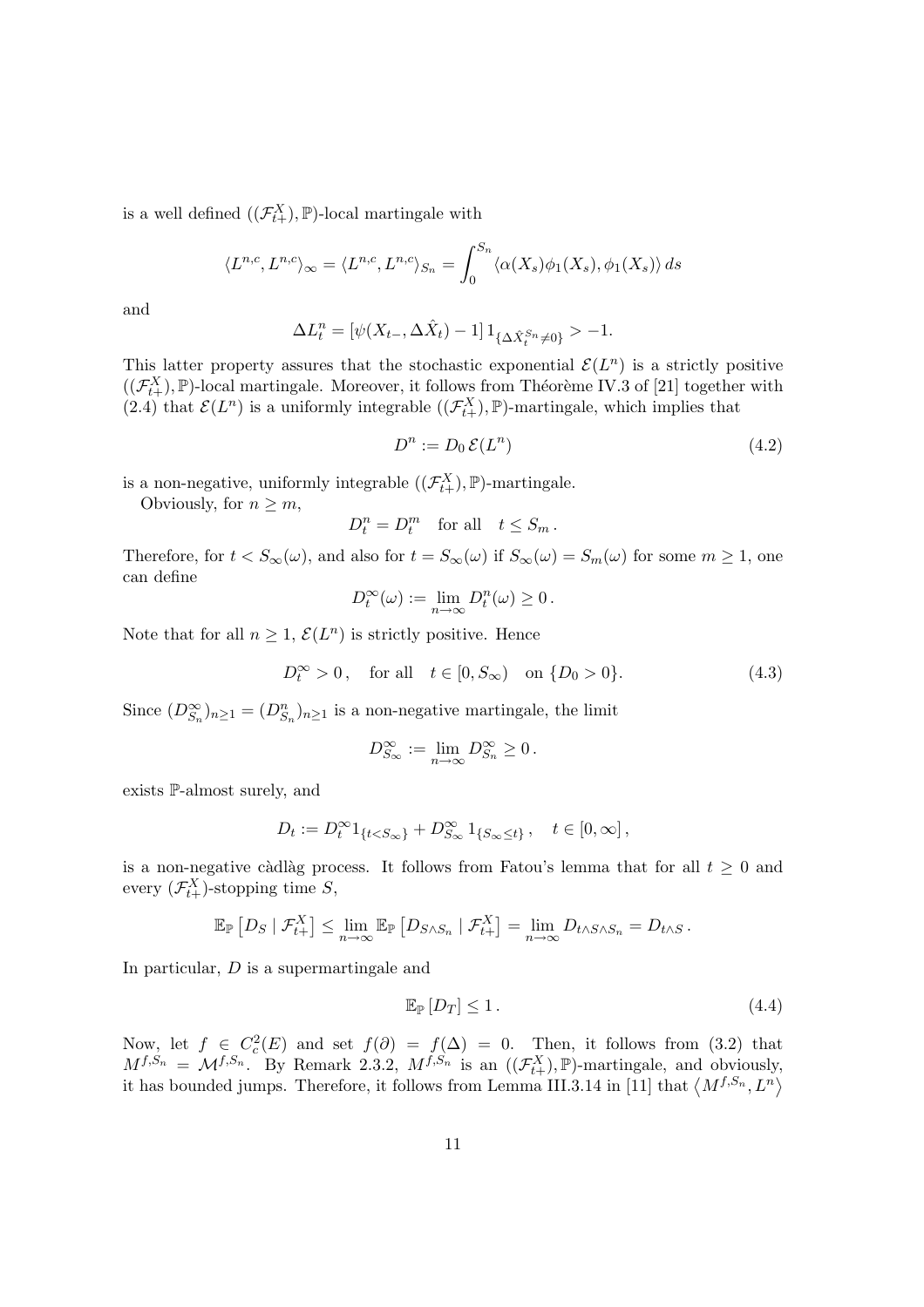is a well defined $((\mathcal{F}^X_{t+}), \mathbb{P})$-local martingale with

$$\langle L^{n,c}, L^{n,c} \rangle_\infty = \langle L^{n,c}, L^{n,c} \rangle_{S_n} = \int_0^{S_n} \langle \alpha(X_s)\phi_1(X_s), \phi_1(X_s) \rangle \, ds$$

and

$$\Delta L^n_t = \left[ \psi(X_{t-}, \Delta \hat{X}_t) - 1 \right] 1_{\{\Delta \hat{X}^{S_n}_t \neq 0\}} > -1.$$

This latter property assures that the stochastic exponential $\mathcal{E}(L^n)$ is a strictly positive $((\mathcal{F}^X_{t+}), \mathbb{P})$-local martingale. Moreover, it follows from Théorème IV.3 of [21] together with (2.4) that $\mathcal{E}(L^n)$ is a uniformly integrable $((\mathcal{F}^X_{t+}), \mathbb{P})$-martingale, which implies that

$$D^n := D_0 \, \mathcal{E}(L^n) \tag{4.2}$$

is a non-negative, uniformly integrable $((\mathcal{F}^X_{t+}), \mathbb{P})$-martingale.

Obviously, for $n \geq m$,

$$D^n_t = D^m_t \quad \text{for all} \quad t \leq S_m \, .$$

Therefore, for $t < S_\infty(\omega)$, and also for $t = S_\infty(\omega)$ if $S_\infty(\omega) = S_m(\omega)$ for some $m \geq 1$, one can define

$$D^\infty_t(\omega) := \lim_{n \to \infty} D^n_t(\omega) \geq 0 \, .$$

Note that for all $n \geq 1$, $\mathcal{E}(L^n)$ is strictly positive. Hence

$$D^\infty_t > 0 \, , \quad \text{for all} \quad t \in [0, S_\infty) \quad \text{on } \{D_0 > 0\}. \tag{4.3}$$

Since $(D^\infty_{S_n})_{n \geq 1} = (D^n_{S_n})_{n \geq 1}$ is a non-negative martingale, the limit

$$D^\infty_{S_\infty} := \lim_{n \to \infty} D^\infty_{S_n} \geq 0 \, .$$

exists $\mathbb{P}$-almost surely, and

$$D_t := D^\infty_t 1_{\{t < S_\infty\}} + D^\infty_{S_\infty} \, 1_{\{S_\infty \leq t\}} \, , \quad t \in [0, \infty] \, ,$$

is a non-negative càdlàg process. It follows from Fatou's lemma that for all $t \geq 0$ and every $(\mathcal{F}^X_{t+})$-stopping time $S$,

$$\mathbb{E}_\mathbb{P} \left[ D_S \mid \mathcal{F}^X_{t+} \right] \leq \lim_{n \to \infty} \mathbb{E}_\mathbb{P} \left[ D_{S \wedge S_n} \mid \mathcal{F}^X_{t+} \right] = \lim_{n \to \infty} D_{t \wedge S \wedge S_n} = D_{t \wedge S} \, .$$

In particular, $D$ is a supermartingale and

$$\mathbb{E}_\mathbb{P} \left[ D_T \right] \leq 1 \, . \tag{4.4}$$

Now, let $f \in C^2_c(E)$ and set $f(\partial) = f(\Delta) = 0$. Then, it follows from (3.2) that $M^{f,S_n} = \mathcal{M}^{f,S_n}$. By Remark 2.3.2, $M^{f,S_n}$ is an $((\mathcal{F}^X_{t+}), \mathbb{P})$-martingale, and obviously, it has bounded jumps. Therefore, it follows from Lemma III.3.14 in [11] that $\left\langle M^{f,S_n}, L^n \right\rangle$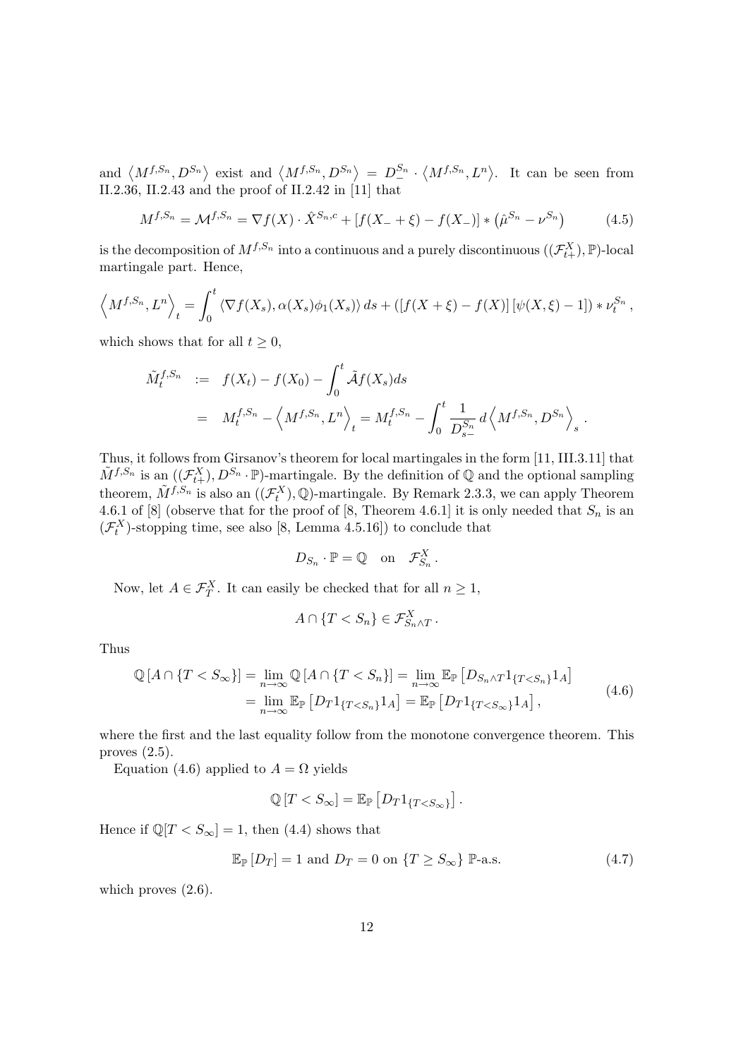and $\left\langle M^{f,S_n}, D^{S_n}\right\rangle$ exist and $\left\langle M^{f,S_n}, D^{S_n}\right\rangle = D^{S_n}_{-} \cdot \left\langle M^{f,S_n}, L^n\right\rangle$. It can be seen from II.2.36, II.2.43 and the proof of II.2.42 in [11] that

$$
M^{f,S_n} = \mathcal{M}^{f,S_n} = \nabla f(X) \cdot \hat{X}^{S_n,c} + \left[f(X_- + \xi) - f(X_-)\right] * \left(\hat{\mu}^{S_n} - \nu^{S_n}\right) \tag{4.5}
$$

is the decomposition of $M^{f,S_n}$ into a continuous and a purely discontinuous $((\mathcal{F}^X_{t+}), \mathbb{P})$-local martingale part. Hence,

$$
\left\langle M^{f,S_n}, L^n\right\rangle_t = \int_0^t \langle \nabla f(X_s), \alpha(X_s)\phi_1(X_s)\rangle\, ds + \left(\left[f(X+\xi) - f(X)\right]\left[\psi(X,\xi) - 1\right]\right) * \nu^{S_n}_t,
$$

which shows that for all $t \geq 0$,

$$
\begin{aligned}
\tilde{M}^{f,S_n}_t &:= f(X_t) - f(X_0) - \int_0^t \tilde{\mathcal{A}} f(X_s) ds \\
&= M^{f,S_n}_t - \left\langle M^{f,S_n}, L^n\right\rangle_t = M^{f,S_n}_t - \int_0^t \frac{1}{D^{S_n}_{s-}}\, d\left\langle M^{f,S_n}, D^{S_n}\right\rangle_s .
\end{aligned}
$$

Thus, it follows from Girsanov's theorem for local martingales in the form [11, III.3.11] that $\tilde{M}^{f,S_n}$ is an $((\mathcal{F}^X_{t+}), D^{S_n} \cdot \mathbb{P})$-martingale. By the definition of $\mathbb{Q}$ and the optional sampling theorem, $\tilde{M}^{f,S_n}$ is also an $((\mathcal{F}^X_t), \mathbb{Q})$-martingale. By Remark 2.3.3, we can apply Theorem 4.6.1 of [8] (observe that for the proof of [8, Theorem 4.6.1] it is only needed that $S_n$ is an $(\mathcal{F}^X_t)$-stopping time, see also [8, Lemma 4.5.16]) to conclude that

$$
D_{S_n} \cdot \mathbb{P} = \mathbb{Q} \quad \text{on} \quad \mathcal{F}^X_{S_n}.
$$

Now, let $A \in \mathcal{F}^X_T$. It can easily be checked that for all $n \geq 1$,

$$
A \cap \{T < S_n\} \in \mathcal{F}^X_{S_n \wedge T}.
$$

Thus

$$
\begin{aligned}
\mathbb{Q}\left[A \cap \{T < S_\infty\}\right] &= \lim_{n\to\infty} \mathbb{Q}\left[A \cap \{T < S_n\}\right] = \lim_{n\to\infty} \mathbb{E}_{\mathbb{P}}\left[D_{S_n \wedge T} 1_{\{T < S_n\}} 1_A\right] \\
&= \lim_{n\to\infty} \mathbb{E}_{\mathbb{P}}\left[D_T 1_{\{T < S_n\}} 1_A\right] = \mathbb{E}_{\mathbb{P}}\left[D_T 1_{\{T < S_\infty\}} 1_A\right],
\end{aligned}
\tag{4.6}
$$

where the first and the last equality follow from the monotone convergence theorem. This proves (2.5).

Equation (4.6) applied to $A = \Omega$ yields

$$
\mathbb{Q}\left[T < S_\infty\right] = \mathbb{E}_{\mathbb{P}}\left[D_T 1_{\{T < S_\infty\}}\right].
$$

Hence if $\mathbb{Q}[T < S_\infty] = 1$, then (4.4) shows that

$$
\mathbb{E}_{\mathbb{P}}\left[D_T\right] = 1 \text{ and } D_T = 0 \text{ on } \{T \geq S_\infty\} \text{ } \mathbb{P}\text{-a.s.} \tag{4.7}
$$

which proves (2.6).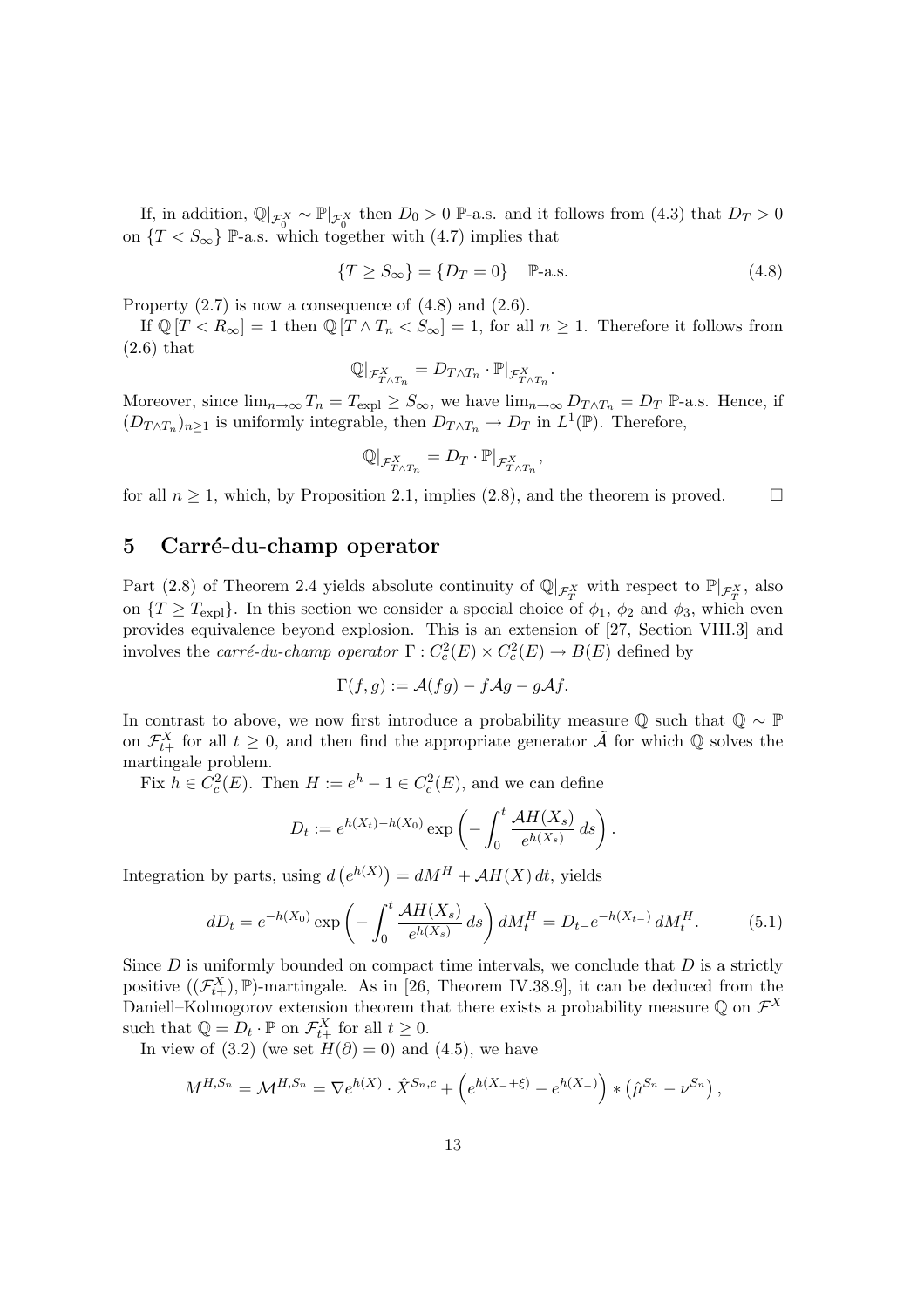If, in addition, $\mathbb{Q}|_{\mathcal{F}_0^X} \sim \mathbb{P}|_{\mathcal{F}_0^X}$ then $D_0 > 0$ $\mathbb{P}$-a.s. and it follows from (4.3) that $D_T > 0$ on $\{T < S_\infty\}$ $\mathbb{P}$-a.s. which together with (4.7) implies that

$$\{T \geq S_\infty\} = \{D_T = 0\} \quad \mathbb{P}\text{-a.s.} \tag{4.8}$$

Property (2.7) is now a consequence of (4.8) and (2.6).

If $\mathbb{Q}[T < R_\infty] = 1$ then $\mathbb{Q}[T \wedge T_n < S_\infty] = 1$, for all $n \geq 1$. Therefore it follows from (2.6) that

$$\mathbb{Q}|_{\mathcal{F}^X_{T\wedge T_n}} = D_{T\wedge T_n} \cdot \mathbb{P}|_{\mathcal{F}^X_{T\wedge T_n}}.$$

Moreover, since $\lim_{n\to\infty} T_n = T_{\mathrm{expl}} \geq S_\infty$, we have $\lim_{n\to\infty} D_{T\wedge T_n} = D_T$ $\mathbb{P}$-a.s. Hence, if $(D_{T\wedge T_n})_{n\geq 1}$ is uniformly integrable, then $D_{T\wedge T_n} \to D_T$ in $L^1(\mathbb{P})$. Therefore,

$$\mathbb{Q}|_{\mathcal{F}^X_{T\wedge T_n}} = D_T \cdot \mathbb{P}|_{\mathcal{F}^X_{T\wedge T_n}},$$

for all $n \geq 1$, which, by Proposition 2.1, implies (2.8), and the theorem is proved. □

## 5 Carré-du-champ operator

Part (2.8) of Theorem 2.4 yields absolute continuity of $\mathbb{Q}|_{\mathcal{F}_T^X}$ with respect to $\mathbb{P}|_{\mathcal{F}_T^X}$, also on $\{T \geq T_{\mathrm{expl}}\}$. In this section we consider a special choice of $\phi_1$, $\phi_2$ and $\phi_3$, which even provides equivalence beyond explosion. This is an extension of [27, Section VIII.3] and involves the *carré-du-champ operator* $\Gamma : C_c^2(E) \times C_c^2(E) \to B(E)$ defined by

$$\Gamma(f,g) := \mathcal{A}(fg) - f\mathcal{A}g - g\mathcal{A}f.$$

In contrast to above, we now first introduce a probability measure $\mathbb{Q}$ such that $\mathbb{Q} \sim \mathbb{P}$ on $\mathcal{F}_{t+}^X$ for all $t \geq 0$, and then find the appropriate generator $\tilde{\mathcal{A}}$ for which $\mathbb{Q}$ solves the martingale problem.

Fix $h \in C_c^2(E)$. Then $H := e^h - 1 \in C_c^2(E)$, and we can define

$$D_t := e^{h(X_t)-h(X_0)} \exp\left(-\int_0^t \frac{\mathcal{A}H(X_s)}{e^{h(X_s)}}\,ds\right).$$

Integration by parts, using $d\left(e^{h(X)}\right) = dM^H + \mathcal{A}H(X)\,dt$, yields

$$dD_t = e^{-h(X_0)} \exp\left(-\int_0^t \frac{\mathcal{A}H(X_s)}{e^{h(X_s)}}\,ds\right) dM_t^H = D_{t-}e^{-h(X_{t-})}\,dM_t^H. \tag{5.1}$$

Since $D$ is uniformly bounded on compact time intervals, we conclude that $D$ is a strictly positive $((\mathcal{F}_{t+}^X), \mathbb{P})$-martingale. As in [26, Theorem IV.38.9], it can be deduced from the Daniell–Kolmogorov extension theorem that there exists a probability measure $\mathbb{Q}$ on $\mathcal{F}^X$ such that $\mathbb{Q} = D_t \cdot \mathbb{P}$ on $\mathcal{F}_{t+}^X$ for all $t \geq 0$.

In view of (3.2) (we set $H(\partial) = 0$) and (4.5), we have

$$M^{H,S_n} = \mathcal{M}^{H,S_n} = \nabla e^{h(X)} \cdot \hat{X}^{S_n,c} + \left(e^{h(X_-+\xi)} - e^{h(X_-)}\right) * \left(\hat{\mu}^{S_n} - \nu^{S_n}\right),$$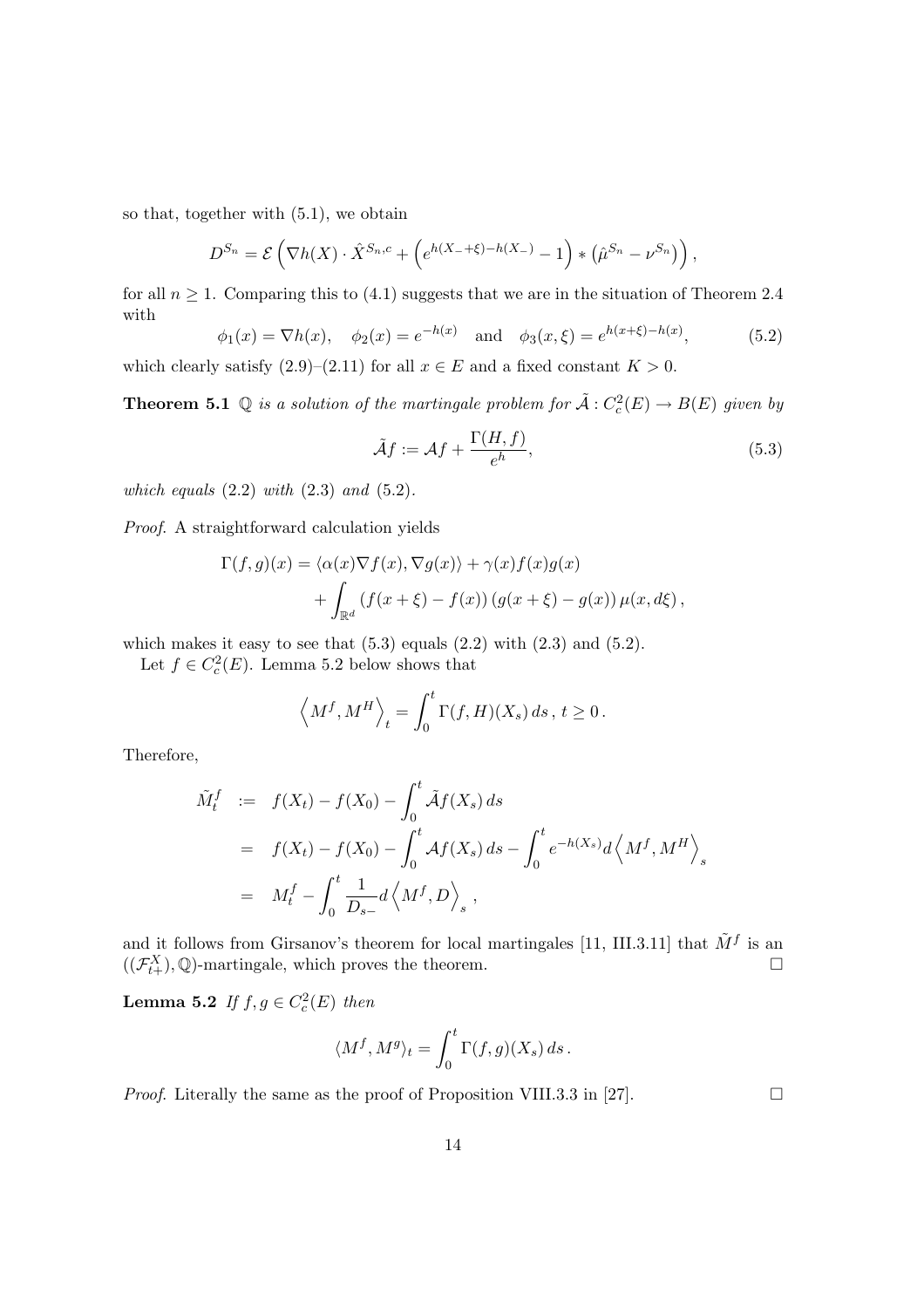so that, together with (5.1), we obtain

$$D^{S_n} = \mathcal{E}\left(\nabla h(X) \cdot \hat{X}^{S_n,c} + \left(e^{h(X_- + \xi) - h(X_-)} - 1\right) * \left(\hat{\mu}^{S_n} - \nu^{S_n}\right)\right),$$

for all $n \geq 1$. Comparing this to (4.1) suggests that we are in the situation of Theorem 2.4 with

$$\phi_1(x) = \nabla h(x), \quad \phi_2(x) = e^{-h(x)} \quad \text{and} \quad \phi_3(x,\xi) = e^{h(x+\xi) - h(x)}, \tag{5.2}$$

which clearly satisfy (2.9)–(2.11) for all $x \in E$ and a fixed constant $K > 0$.

**Theorem 5.1** *$\mathbb{Q}$ is a solution of the martingale problem for $\tilde{\mathcal{A}} : C_c^2(E) \to B(E)$ given by*

$$\tilde{\mathcal{A}} f := \mathcal{A} f + \frac{\Gamma(H,f)}{e^h}, \tag{5.3}$$

*which equals* (2.2) *with* (2.3) *and* (5.2).

*Proof.* A straightforward calculation yields

$$\begin{aligned}\Gamma(f,g)(x) &= \langle \alpha(x) \nabla f(x), \nabla g(x) \rangle + \gamma(x) f(x) g(x) \\ &\quad + \int_{\mathbb{R}^d} \left(f(x+\xi) - f(x)\right)\left(g(x+\xi) - g(x)\right) \mu(x, d\xi),\end{aligned}$$

which makes it easy to see that (5.3) equals (2.2) with (2.3) and (5.2).

Let $f \in C_c^2(E)$. Lemma 5.2 below shows that

$$\left\langle M^f, M^H \right\rangle_t = \int_0^t \Gamma(f,H)(X_s)\, ds, \; t \geq 0.$$

Therefore,

$$\begin{aligned}\tilde{M}_t^f &:= f(X_t) - f(X_0) - \int_0^t \tilde{\mathcal{A}} f(X_s)\, ds \\ &= f(X_t) - f(X_0) - \int_0^t \mathcal{A} f(X_s)\, ds - \int_0^t e^{-h(X_s)} d\left\langle M^f, M^H \right\rangle_s \\ &= M_t^f - \int_0^t \frac{1}{D_{s-}} d\left\langle M^f, D \right\rangle_s,\end{aligned}$$

and it follows from Girsanov's theorem for local martingales [11, III.3.11] that $\tilde{M}^f$ is an $((\mathcal{F}_{t+}^X), \mathbb{Q})$-martingale, which proves the theorem. $\square$

**Lemma 5.2** *If $f, g \in C_c^2(E)$ then*

$$\langle M^f, M^g \rangle_t = \int_0^t \Gamma(f,g)(X_s)\, ds.$$

*Proof.* Literally the same as the proof of Proposition VIII.3.3 in [27]. $\square$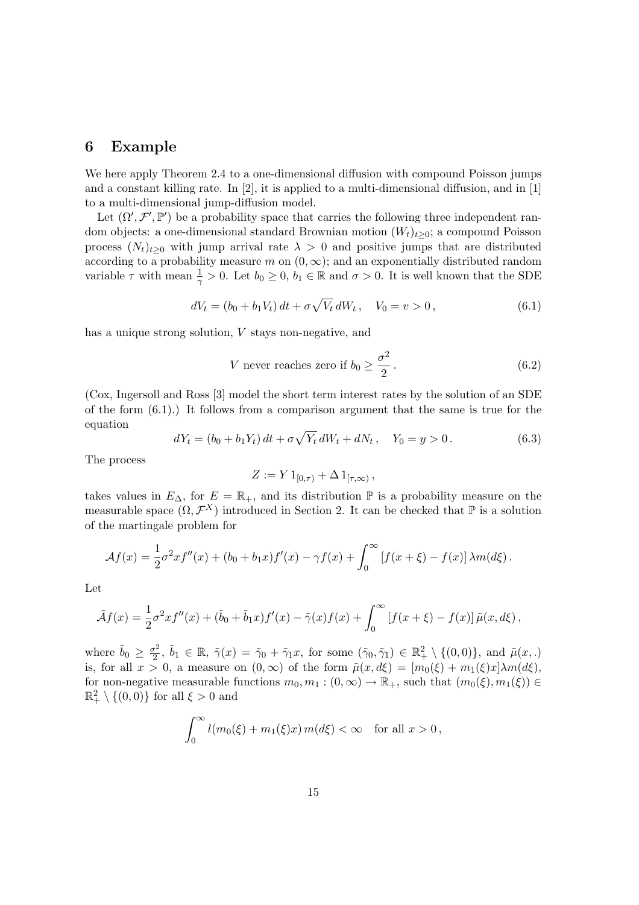## 6 Example

We here apply Theorem 2.4 to a one-dimensional diffusion with compound Poisson jumps and a constant killing rate. In [2], it is applied to a multi-dimensional diffusion, and in [1] to a multi-dimensional jump-diffusion model.

Let $(\Omega', \mathcal{F}', \mathbb{P}')$ be a probability space that carries the following three independent random objects: a one-dimensional standard Brownian motion $(W_t)_{t\geq 0}$; a compound Poisson process $(N_t)_{t\geq 0}$ with jump arrival rate $\lambda > 0$ and positive jumps that are distributed according to a probability measure $m$ on $(0, \infty)$; and an exponentially distributed random variable $\tau$ with mean $\frac{1}{\gamma} > 0$. Let $b_0 \geq 0$, $b_1 \in \mathbb{R}$ and $\sigma > 0$. It is well known that the SDE

$$dV_t = (b_0 + b_1 V_t)\, dt + \sigma \sqrt{V_t}\, dW_t\,, \quad V_0 = v > 0\,, \tag{6.1}$$

has a unique strong solution, $V$ stays non-negative, and

$$V \text{ never reaches zero if } b_0 \geq \frac{\sigma^2}{2}\,. \tag{6.2}$$

(Cox, Ingersoll and Ross [3] model the short term interest rates by the solution of an SDE of the form (6.1).) It follows from a comparison argument that the same is true for the equation

$$dY_t = (b_0 + b_1 Y_t)\, dt + \sigma \sqrt{Y_t}\, dW_t + dN_t\,, \quad Y_0 = y > 0\,. \tag{6.3}$$

The process

$$Z := Y\, 1_{[0,\tau)} + \Delta\, 1_{[\tau,\infty)}\,,$$

takes values in $E_\Delta$, for $E = \mathbb{R}_+$, and its distribution $\mathbb{P}$ is a probability measure on the measurable space $(\Omega, \mathcal{F}^X)$ introduced in Section 2. It can be checked that $\mathbb{P}$ is a solution of the martingale problem for

$$\mathcal{A}f(x) = \frac{1}{2}\sigma^2 x f''(x) + (b_0 + b_1 x) f'(x) - \gamma f(x) + \int_0^\infty [f(x+\xi) - f(x)]\, \lambda m(d\xi)\,.$$

Let

$$\tilde{\mathcal{A}}f(x) = \frac{1}{2}\sigma^2 x f''(x) + (\tilde{b}_0 + \tilde{b}_1 x) f'(x) - \tilde{\gamma}(x) f(x) + \int_0^\infty [f(x+\xi) - f(x)]\, \tilde{\mu}(x, d\xi)\,,$$

where $\tilde{b}_0 \geq \frac{\sigma^2}{2}$, $\tilde{b}_1 \in \mathbb{R}$, $\tilde{\gamma}(x) = \tilde{\gamma}_0 + \tilde{\gamma}_1 x$, for some $(\tilde{\gamma}_0, \tilde{\gamma}_1) \in \mathbb{R}^2_+ \setminus \{(0,0)\}$, and $\tilde{\mu}(x,.)$ is, for all $x > 0$, a measure on $(0, \infty)$ of the form $\tilde{\mu}(x, d\xi) = [m_0(\xi) + m_1(\xi) x] \lambda m(d\xi)$, for non-negative measurable functions $m_0, m_1 : (0, \infty) \to \mathbb{R}_+$, such that $(m_0(\xi), m_1(\xi)) \in \mathbb{R}^2_+ \setminus \{(0,0)\}$ for all $\xi > 0$ and

$$\int_0^\infty l(m_0(\xi) + m_1(\xi) x)\, m(d\xi) < \infty \quad \text{for all } x > 0\,,$$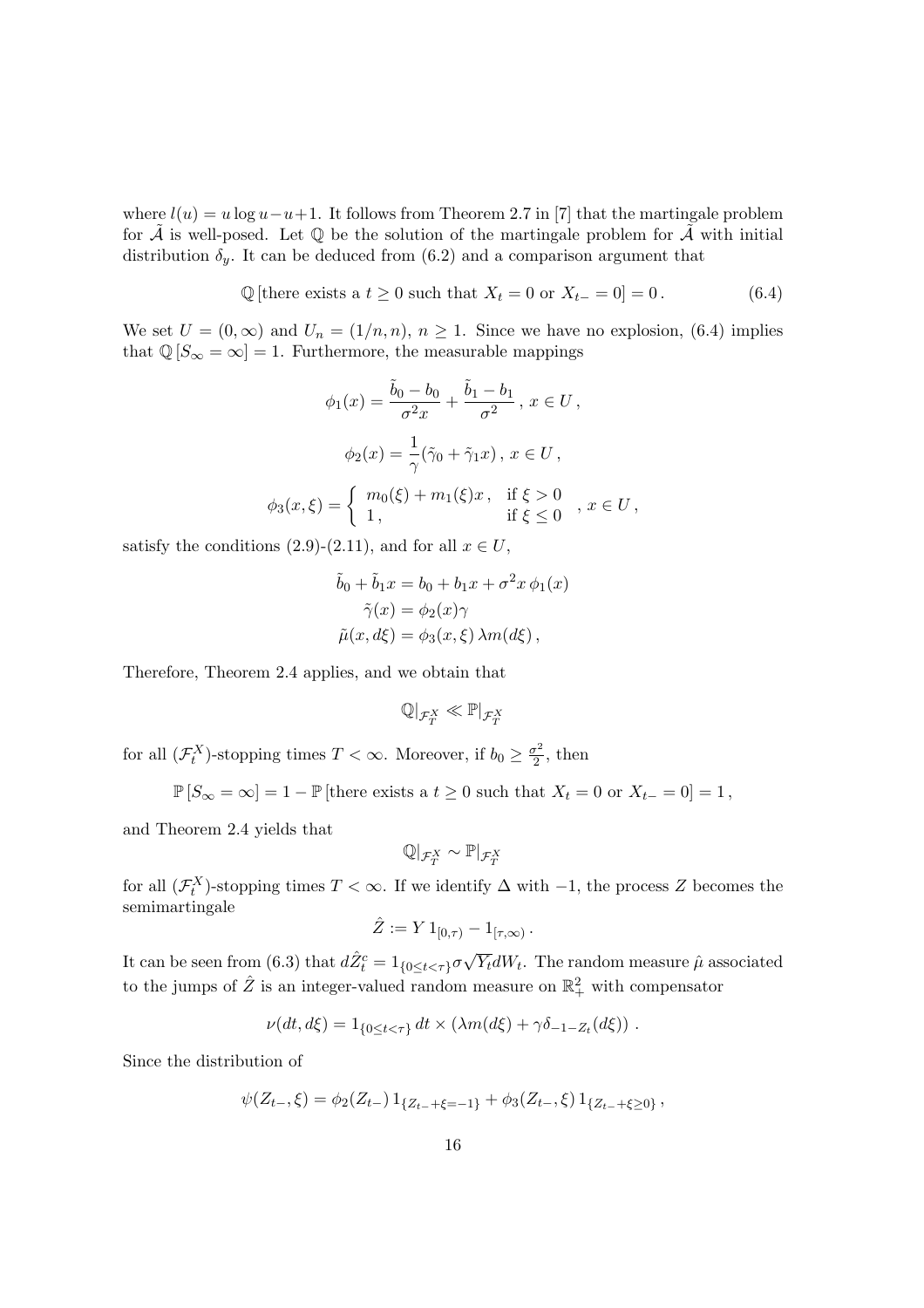where $l(u) = u \log u - u + 1$. It follows from Theorem 2.7 in [7] that the martingale problem for $\tilde{\mathcal{A}}$ is well-posed. Let $\mathbb{Q}$ be the solution of the martingale problem for $\tilde{\mathcal{A}}$ with initial distribution $\delta_y$. It can be deduced from (6.2) and a comparison argument that

$$\mathbb{Q}\left[\text{there exists a } t \geq 0 \text{ such that } X_t = 0 \text{ or } X_{t-} = 0\right] = 0\,. \tag{6.4}$$

We set $U = (0, \infty)$ and $U_n = (1/n, n)$, $n \geq 1$. Since we have no explosion, (6.4) implies that $\mathbb{Q}\left[S_\infty = \infty\right] = 1$. Furthermore, the measurable mappings

$$\phi_1(x) = \frac{\tilde{b}_0 - b_0}{\sigma^2 x} + \frac{\tilde{b}_1 - b_1}{\sigma^2}\,,\; x \in U\,,$$

$$\phi_2(x) = \frac{1}{\gamma}(\tilde{\gamma}_0 + \tilde{\gamma}_1 x)\,,\; x \in U\,,$$

$$\phi_3(x,\xi) = \begin{cases} m_0(\xi) + m_1(\xi)x\,, & \text{if } \xi > 0 \\ 1\,, & \text{if } \xi \leq 0 \end{cases}\,,\; x \in U\,,$$

satisfy the conditions (2.9)-(2.11), and for all $x \in U$,

$$\begin{aligned}
\tilde{b}_0 + \tilde{b}_1 x &= b_0 + b_1 x + \sigma^2 x\, \phi_1(x) \\
\tilde{\gamma}(x) &= \phi_2(x)\gamma \\
\tilde{\mu}(x, d\xi) &= \phi_3(x,\xi)\, \lambda m(d\xi)\,,
\end{aligned}$$

Therefore, Theorem 2.4 applies, and we obtain that

$$\mathbb{Q}|_{\mathcal{F}_T^X} \ll \mathbb{P}|_{\mathcal{F}_T^X}$$

for all $(\mathcal{F}_t^X)$-stopping times $T < \infty$. Moreover, if $b_0 \geq \frac{\sigma^2}{2}$, then

$$\mathbb{P}\left[S_\infty = \infty\right] = 1 - \mathbb{P}\left[\text{there exists a } t \geq 0 \text{ such that } X_t = 0 \text{ or } X_{t-} = 0\right] = 1\,,$$

and Theorem 2.4 yields that

$$\mathbb{Q}|_{\mathcal{F}_T^X} \sim \mathbb{P}|_{\mathcal{F}_T^X}$$

for all $(\mathcal{F}_t^X)$-stopping times $T < \infty$. If we identify $\Delta$ with $-1$, the process $Z$ becomes the semimartingale

$$\hat{Z} := Y\, 1_{[0,\tau)} - 1_{[\tau,\infty)}\,.$$

It can be seen from (6.3) that $d\hat{Z}_t^c = 1_{\{0 \leq t < \tau\}} \sigma \sqrt{Y_t} dW_t$. The random measure $\hat{\mu}$ associated to the jumps of $\hat{Z}$ is an integer-valued random measure on $\mathbb{R}_+^2$ with compensator

$$\nu(dt, d\xi) = 1_{\{0 \leq t < \tau\}}\, dt \times \left(\lambda m(d\xi) + \gamma \delta_{-1-Z_t}(d\xi)\right)\,.$$

Since the distribution of

$$\psi(Z_{t-}, \xi) = \phi_2(Z_{t-})\, 1_{\{Z_{t-} + \xi = -1\}} + \phi_3(Z_{t-}, \xi)\, 1_{\{Z_{t-} + \xi \geq 0\}}\,,$$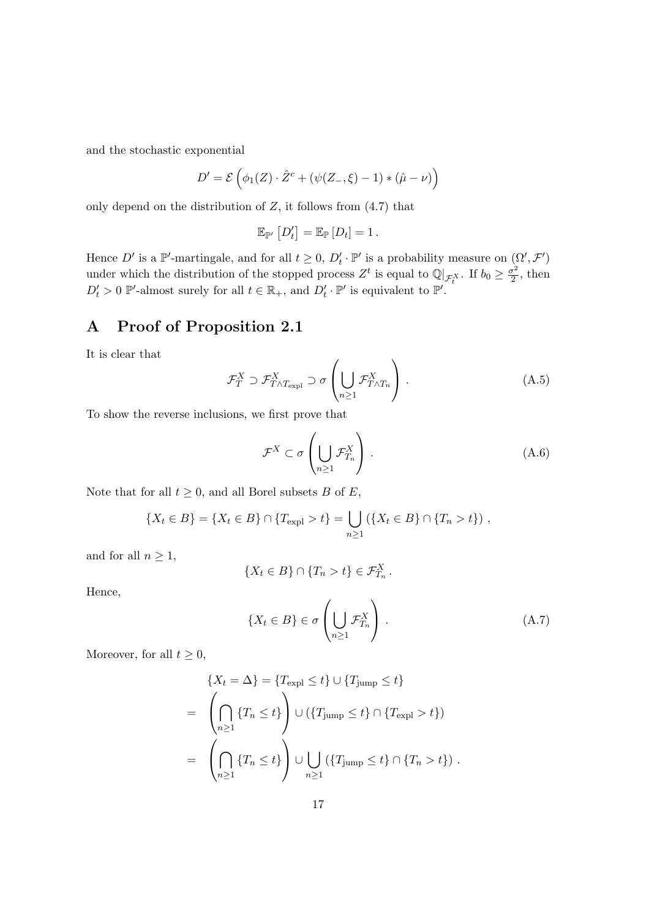and the stochastic exponential

$$D' = \mathcal{E}\left(\phi_1(Z) \cdot \hat{Z}^c + (\psi(Z_-, \xi) - 1) * (\hat{\mu} - \nu)\right)$$

only depend on the distribution of $Z$, it follows from (4.7) that

$$\mathbb{E}_{\mathbb{P}'}\left[D'_t\right] = \mathbb{E}_{\mathbb{P}}\left[D_t\right] = 1\,.$$

Hence $D'$ is a $\mathbb{P}'$-martingale, and for all $t \geq 0$, $D'_t \cdot \mathbb{P}'$ is a probability measure on $(\Omega', \mathcal{F}')$ under which the distribution of the stopped process $Z^t$ is equal to $\mathbb{Q}|_{\mathcal{F}^X_t}$. If $b_0 \geq \frac{\sigma^2}{2}$, then $D'_t > 0$ $\mathbb{P}'$-almost surely for all $t \in \mathbb{R}_+$, and $D'_t \cdot \mathbb{P}'$ is equivalent to $\mathbb{P}'$.

# A Proof of Proposition 2.1

It is clear that

$$\mathcal{F}^X_T \supset \mathcal{F}^X_{T \wedge T_{\text{expl}}} \supset \sigma\left(\bigcup_{n\geq 1} \mathcal{F}^X_{T\wedge T_n}\right)\,. \tag{A.5}$$

To show the reverse inclusions, we first prove that

$$\mathcal{F}^X \subset \sigma\left(\bigcup_{n\geq 1} \mathcal{F}^X_{T_n}\right)\,. \tag{A.6}$$

Note that for all $t \geq 0$, and all Borel subsets $B$ of $E$,

$$\{X_t \in B\} = \{X_t \in B\} \cap \{T_{\text{expl}} > t\} = \bigcup_{n\geq 1} \left(\{X_t \in B\} \cap \{T_n > t\}\right)\,,$$

and for all $n \geq 1$,

$$\{X_t \in B\} \cap \{T_n > t\} \in \mathcal{F}^X_{T_n}\,.$$

Hence,

$$\{X_t \in B\} \in \sigma\left(\bigcup_{n\geq 1} \mathcal{F}^X_{T_n}\right)\,. \tag{A.7}$$

Moreover, for all $t \geq 0$,

$$\begin{aligned}
&\{X_t = \Delta\} = \{T_{\text{expl}} \leq t\} \cup \{T_{\text{jump}} \leq t\} \\
= \;& \left(\bigcap_{n\geq 1} \{T_n \leq t\}\right) \cup \left(\{T_{\text{jump}} \leq t\} \cap \{T_{\text{expl}} > t\}\right) \\
= \;& \left(\bigcap_{n\geq 1} \{T_n \leq t\}\right) \cup \bigcup_{n\geq 1} \left(\{T_{\text{jump}} \leq t\} \cap \{T_n > t\}\right)\,.
\end{aligned}$$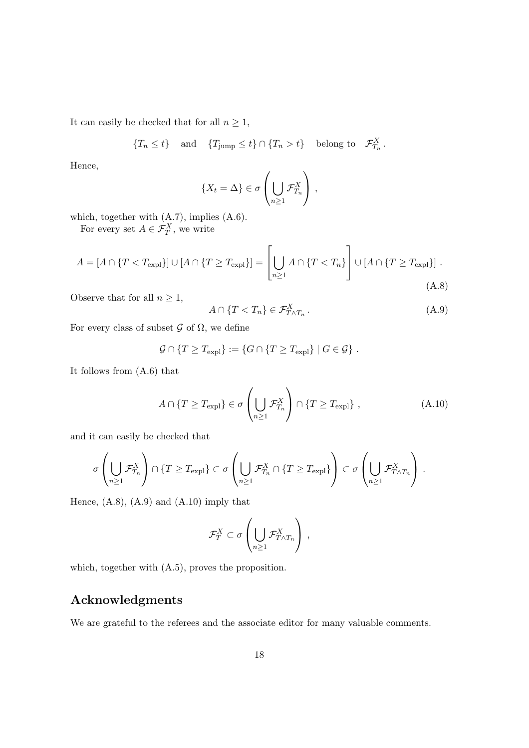It can easily be checked that for all $n \geq 1$,

$$\{T_n \leq t\} \quad \text{and} \quad \{T_{\text{jump}} \leq t\} \cap \{T_n > t\} \quad \text{belong to} \quad \mathcal{F}^X_{T_n}.$$

Hence,

$$\{X_t = \Delta\} \in \sigma\left(\bigcup_{n\geq 1} \mathcal{F}^X_{T_n}\right),$$

which, together with (A.7), implies (A.6).

For every set $A \in \mathcal{F}^X_T$, we write

$$A = [A \cap \{T < T_{\text{expl}}\}] \cup [A \cap \{T \geq T_{\text{expl}}\}] = \left[\bigcup_{n\geq 1} A \cap \{T < T_n\}\right] \cup [A \cap \{T \geq T_{\text{expl}}\}]. \tag{A.8}$$

Observe that for all $n \geq 1$,

$$A \cap \{T < T_n\} \in \mathcal{F}^X_{T \wedge T_n}. \tag{A.9}$$

For every class of subset $\mathcal{G}$ of $\Omega$, we define

$$\mathcal{G} \cap \{T \geq T_{\text{expl}}\} := \{G \cap \{T \geq T_{\text{expl}}\} \mid G \in \mathcal{G}\}.$$

It follows from (A.6) that

$$A \cap \{T \geq T_{\text{expl}}\} \in \sigma\left(\bigcup_{n\geq 1} \mathcal{F}^X_{T_n}\right) \cap \{T \geq T_{\text{expl}}\}, \tag{A.10}$$

and it can easily be checked that

$$\sigma\left(\bigcup_{n\geq 1} \mathcal{F}^X_{T_n}\right) \cap \{T \geq T_{\text{expl}}\} \subset \sigma\left(\bigcup_{n\geq 1} \mathcal{F}^X_{T_n} \cap \{T \geq T_{\text{expl}}\}\right) \subset \sigma\left(\bigcup_{n\geq 1} \mathcal{F}^X_{T \wedge T_n}\right).$$

Hence, (A.8), (A.9) and (A.10) imply that

$$\mathcal{F}^X_T \subset \sigma\left(\bigcup_{n\geq 1} \mathcal{F}^X_{T \wedge T_n}\right),$$

which, together with (A.5), proves the proposition.

## Acknowledgments

We are grateful to the referees and the associate editor for many valuable comments.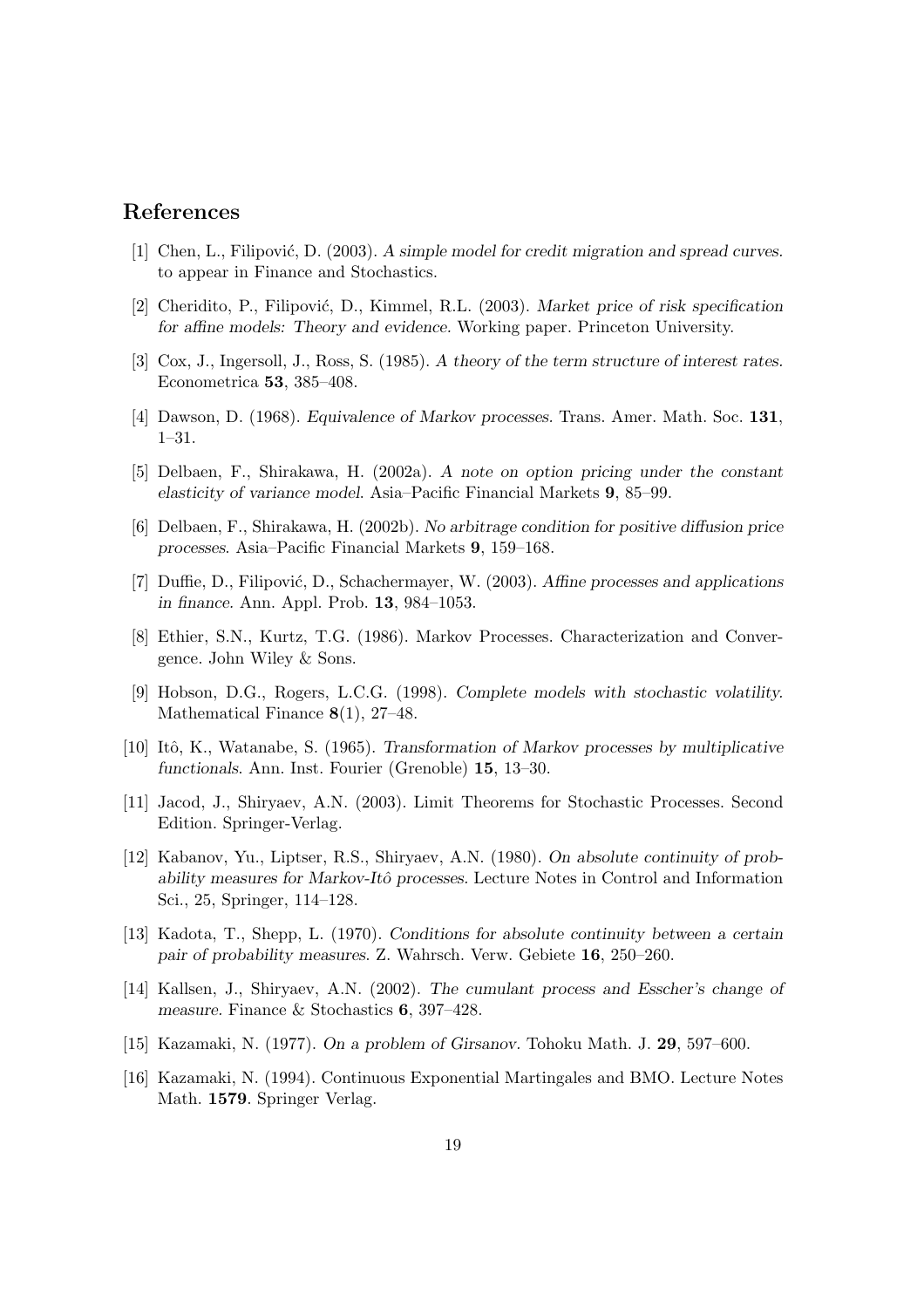## References

[1] Chen, L., Filipović, D. (2003). *A simple model for credit migration and spread curves.* to appear in Finance and Stochastics.

[2] Cheridito, P., Filipović, D., Kimmel, R.L. (2003). *Market price of risk specification for affine models: Theory and evidence.* Working paper. Princeton University.

[3] Cox, J., Ingersoll, J., Ross, S. (1985). *A theory of the term structure of interest rates.* Econometrica **53**, 385–408.

[4] Dawson, D. (1968). *Equivalence of Markov processes.* Trans. Amer. Math. Soc. **131**, 1–31.

[5] Delbaen, F., Shirakawa, H. (2002a). *A note on option pricing under the constant elasticity of variance model.* Asia–Pacific Financial Markets **9**, 85–99.

[6] Delbaen, F., Shirakawa, H. (2002b). *No arbitrage condition for positive diffusion price processes.* Asia–Pacific Financial Markets **9**, 159–168.

[7] Duffie, D., Filipović, D., Schachermayer, W. (2003). *Affine processes and applications in finance.* Ann. Appl. Prob. **13**, 984–1053.

[8] Ethier, S.N., Kurtz, T.G. (1986). Markov Processes. Characterization and Convergence. John Wiley & Sons.

[9] Hobson, D.G., Rogers, L.C.G. (1998). *Complete models with stochastic volatility.* Mathematical Finance **8**(1), 27–48.

[10] Itô, K., Watanabe, S. (1965). *Transformation of Markov processes by multiplicative functionals.* Ann. Inst. Fourier (Grenoble) **15**, 13–30.

[11] Jacod, J., Shiryaev, A.N. (2003). Limit Theorems for Stochastic Processes. Second Edition. Springer-Verlag.

[12] Kabanov, Yu., Liptser, R.S., Shiryaev, A.N. (1980). *On absolute continuity of probability measures for Markov-Itô processes.* Lecture Notes in Control and Information Sci., 25, Springer, 114–128.

[13] Kadota, T., Shepp, L. (1970). *Conditions for absolute continuity between a certain pair of probability measures.* Z. Wahrsch. Verw. Gebiete **16**, 250–260.

[14] Kallsen, J., Shiryaev, A.N. (2002). *The cumulant process and Esscher's change of measure.* Finance & Stochastics **6**, 397–428.

[15] Kazamaki, N. (1977). *On a problem of Girsanov.* Tohoku Math. J. **29**, 597–600.

[16] Kazamaki, N. (1994). Continuous Exponential Martingales and BMO. Lecture Notes Math. **1579**. Springer Verlag.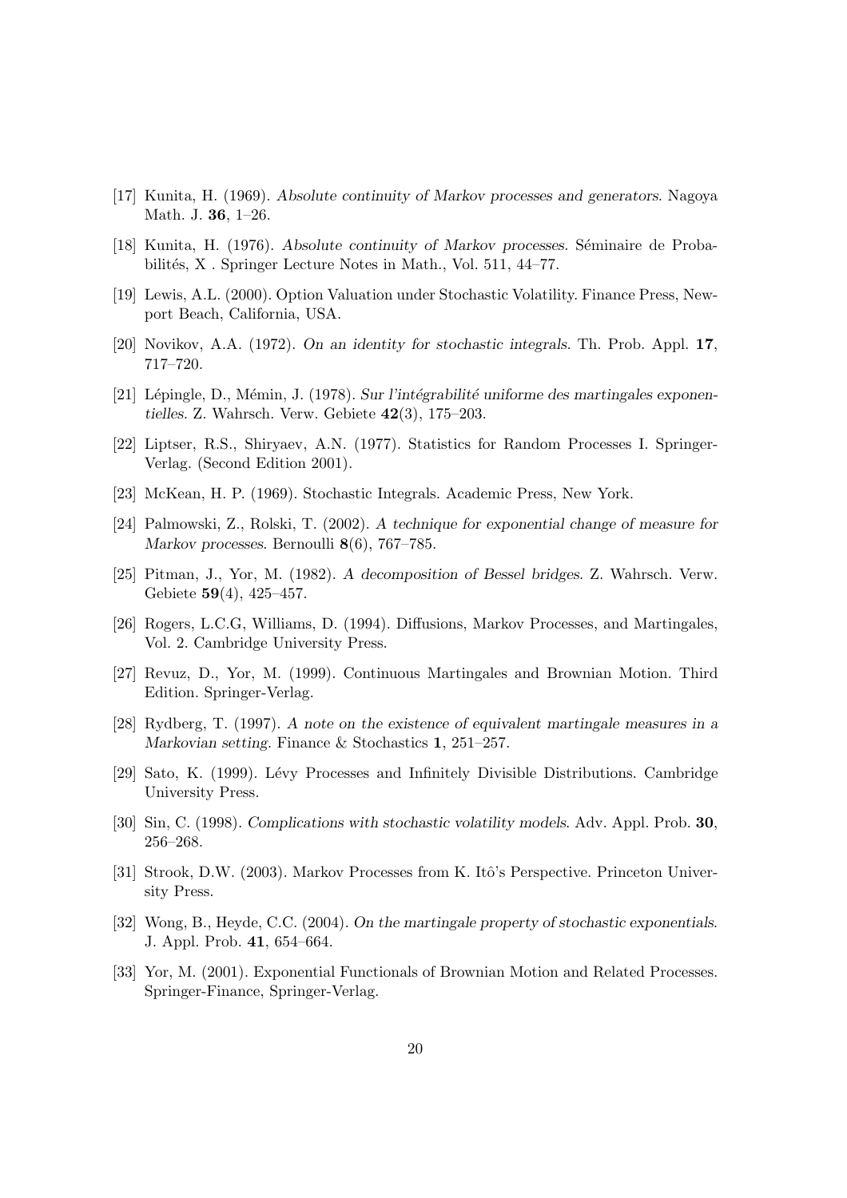[17] Kunita, H. (1969). *Absolute continuity of Markov processes and generators*. Nagoya Math. J. **36**, 1–26.

[18] Kunita, H. (1976). *Absolute continuity of Markov processes*. Séminaire de Probabilités, X . Springer Lecture Notes in Math., Vol. 511, 44–77.

[19] Lewis, A.L. (2000). Option Valuation under Stochastic Volatility. Finance Press, Newport Beach, California, USA.

[20] Novikov, A.A. (1972). *On an identity for stochastic integrals*. Th. Prob. Appl. **17**, 717–720.

[21] Lépingle, D., Mémin, J. (1978). *Sur l'intégrabilité uniforme des martingales exponentielles*. Z. Wahrsch. Verw. Gebiete **42**(3), 175–203.

[22] Liptser, R.S., Shiryaev, A.N. (1977). Statistics for Random Processes I. Springer-Verlag. (Second Edition 2001).

[23] McKean, H. P. (1969). Stochastic Integrals. Academic Press, New York.

[24] Palmowski, Z., Rolski, T. (2002). *A technique for exponential change of measure for Markov processes*. Bernoulli **8**(6), 767–785.

[25] Pitman, J., Yor, M. (1982). *A decomposition of Bessel bridges*. Z. Wahrsch. Verw. Gebiete **59**(4), 425–457.

[26] Rogers, L.C.G, Williams, D. (1994). Diffusions, Markov Processes, and Martingales, Vol. 2. Cambridge University Press.

[27] Revuz, D., Yor, M. (1999). Continuous Martingales and Brownian Motion. Third Edition. Springer-Verlag.

[28] Rydberg, T. (1997). *A note on the existence of equivalent martingale measures in a Markovian setting*. Finance & Stochastics **1**, 251–257.

[29] Sato, K. (1999). Lévy Processes and Infinitely Divisible Distributions. Cambridge University Press.

[30] Sin, C. (1998). *Complications with stochastic volatility models*. Adv. Appl. Prob. **30**, 256–268.

[31] Strook, D.W. (2003). Markov Processes from K. Itô's Perspective. Princeton University Press.

[32] Wong, B., Heyde, C.C. (2004). *On the martingale property of stochastic exponentials*. J. Appl. Prob. **41**, 654–664.

[33] Yor, M. (2001). Exponential Functionals of Brownian Motion and Related Processes. Springer-Finance, Springer-Verlag.